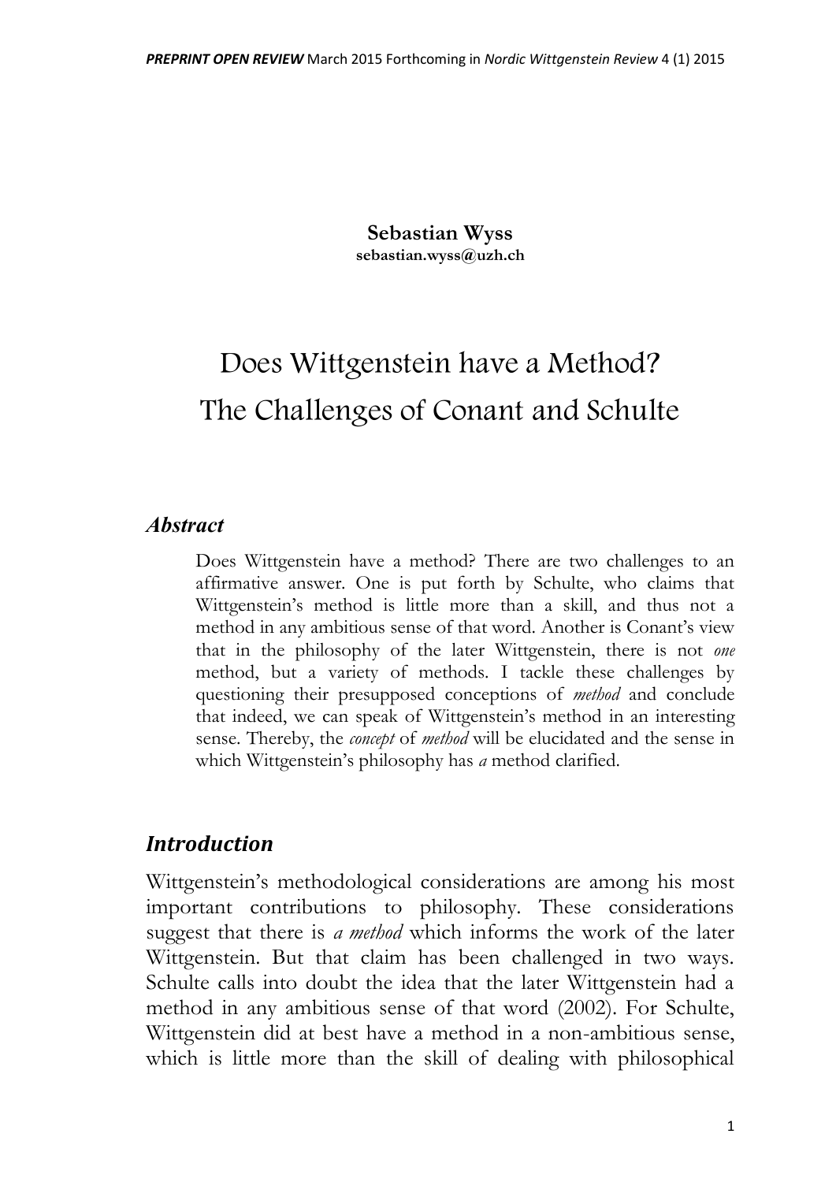**Sebastian Wyss**
**sebastian.wyss@uzh.ch**

# Does Wittgenstein have a Method? The Challenges of Conant and Schulte

## *Abstract*

Does Wittgenstein have a method? There are two challenges to an affirmative answer. One is put forth by Schulte, who claims that Wittgenstein's method is little more than a skill, and thus not a method in any ambitious sense of that word. Another is Conant's view that in the philosophy of the later Wittgenstein, there is not *one* method, but a variety of methods. I tackle these challenges by questioning their presupposed conceptions of *method* and conclude that indeed, we can speak of Wittgenstein's method in an interesting sense. Thereby, the *concept* of *method* will be elucidated and the sense in which Wittgenstein's philosophy has *a* method clarified.

## *Introduction*

Wittgenstein's methodological considerations are among his most important contributions to philosophy. These considerations suggest that there is *a method* which informs the work of the later Wittgenstein. But that claim has been challenged in two ways. Schulte calls into doubt the idea that the later Wittgenstein had a method in any ambitious sense of that word (2002). For Schulte, Wittgenstein did at best have a method in a non-ambitious sense, which is little more than the skill of dealing with philosophical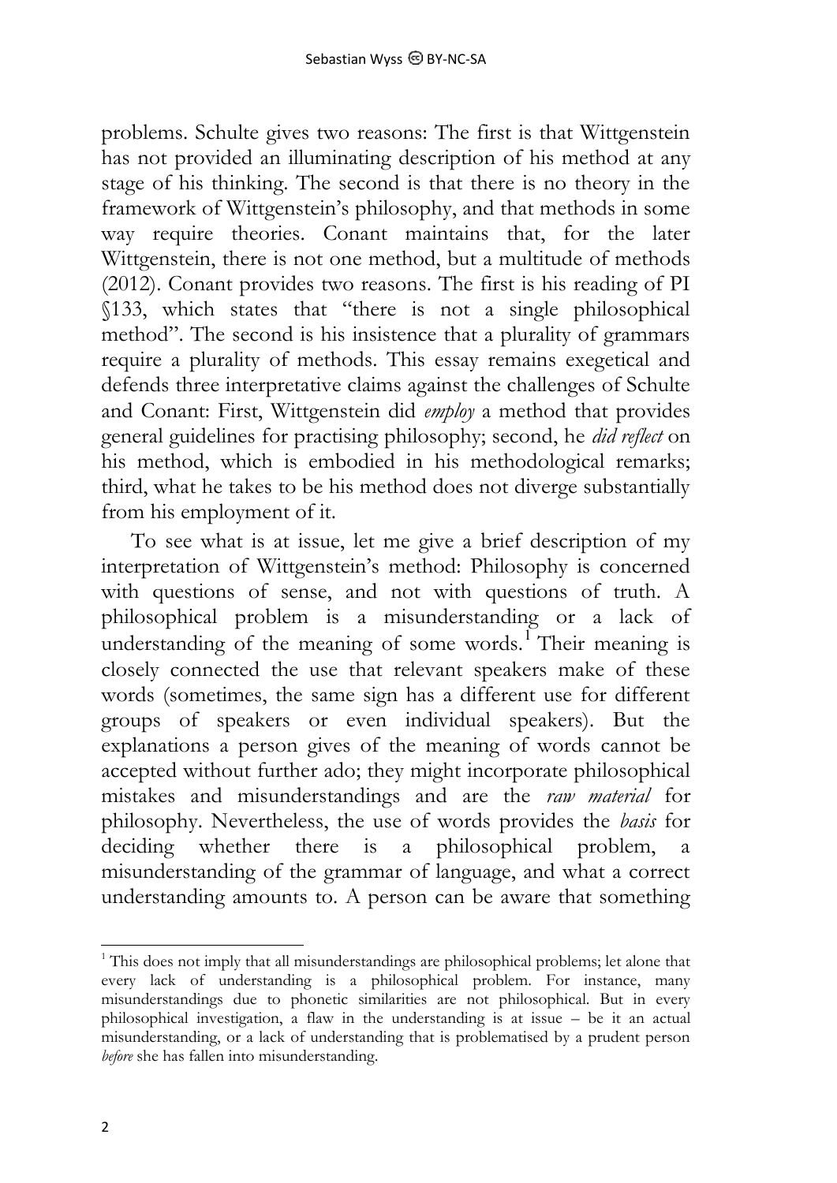problems. Schulte gives two reasons: The first is that Wittgenstein has not provided an illuminating description of his method at any stage of his thinking. The second is that there is no theory in the framework of Wittgenstein's philosophy, and that methods in some way require theories. Conant maintains that, for the later Wittgenstein, there is not one method, but a multitude of methods (2012). Conant provides two reasons. The first is his reading of PI §133, which states that "there is not a single philosophical method". The second is his insistence that a plurality of grammars require a plurality of methods. This essay remains exegetical and defends three interpretative claims against the challenges of Schulte and Conant: First, Wittgenstein did *employ* a method that provides general guidelines for practising philosophy; second, he *did reflect* on his method, which is embodied in his methodological remarks; third, what he takes to be his method does not diverge substantially from his employment of it.

To see what is at issue, let me give a brief description of my interpretation of Wittgenstein's method: Philosophy is concerned with questions of sense, and not with questions of truth. A philosophical problem is a misunderstanding or a lack of understanding of the meaning of some words.[1] Their meaning is closely connected the use that relevant speakers make of these words (sometimes, the same sign has a different use for different groups of speakers or even individual speakers). But the explanations a person gives of the meaning of words cannot be accepted without further ado; they might incorporate philosophical mistakes and misunderstandings and are the *raw material* for philosophy. Nevertheless, the use of words provides the *basis* for deciding whether there is a philosophical problem, a misunderstanding of the grammar of language, and what a correct understanding amounts to. A person can be aware that something

[1] This does not imply that all misunderstandings are philosophical problems; let alone that every lack of understanding is a philosophical problem. For instance, many misunderstandings due to phonetic similarities are not philosophical. But in every philosophical investigation, a flaw in the understanding is at issue – be it an actual misunderstanding, or a lack of understanding that is problematised by a prudent person *before* she has fallen into misunderstanding.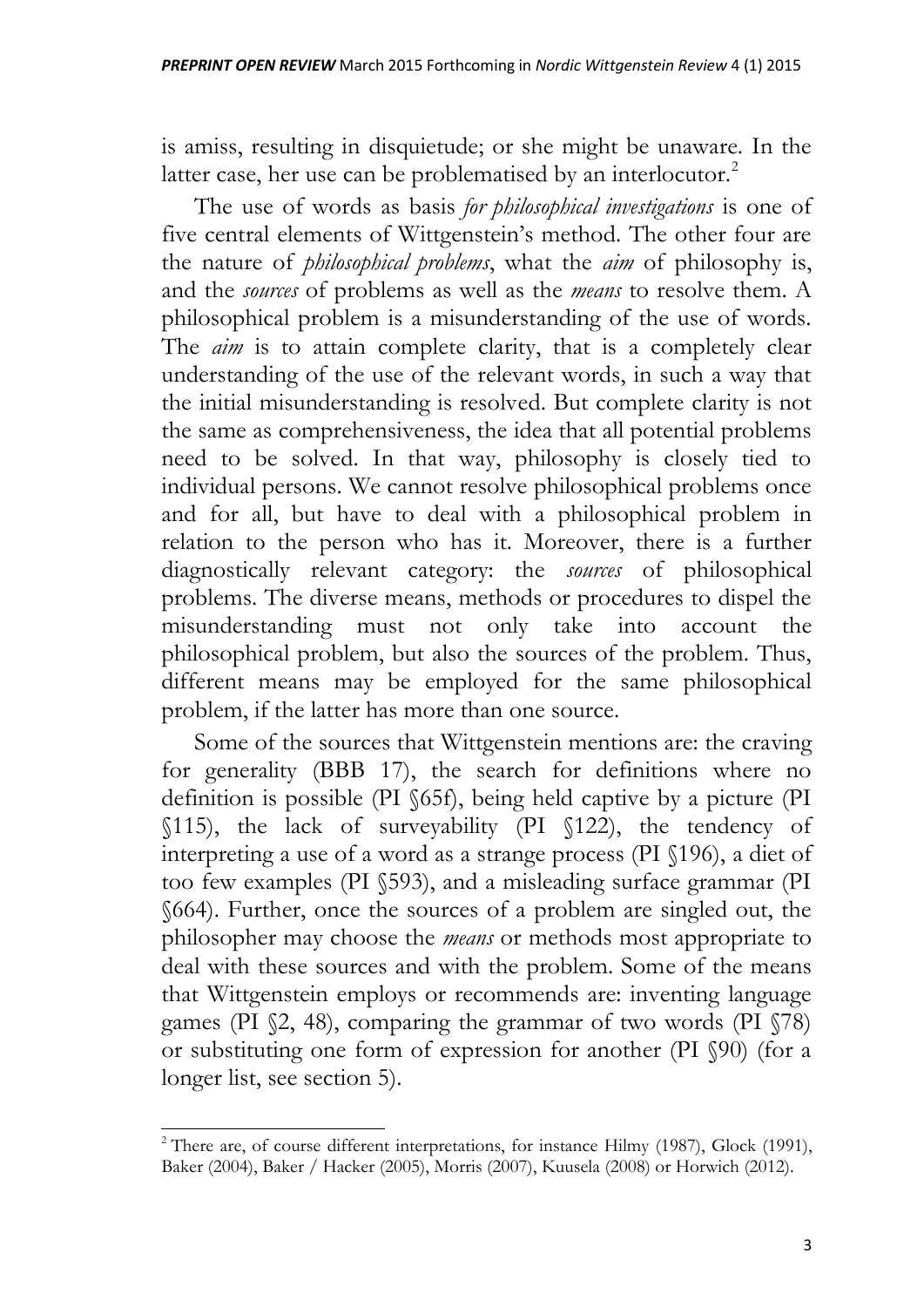is amiss, resulting in disquietude; or she might be unaware. In the latter case, her use can be problematised by an interlocutor.[2]

The use of words as basis *for philosophical investigations* is one of five central elements of Wittgenstein's method. The other four are the nature of *philosophical problems*, what the *aim* of philosophy is, and the *sources* of problems as well as the *means* to resolve them. A philosophical problem is a misunderstanding of the use of words. The *aim* is to attain complete clarity, that is a completely clear understanding of the use of the relevant words, in such a way that the initial misunderstanding is resolved. But complete clarity is not the same as comprehensiveness, the idea that all potential problems need to be solved. In that way, philosophy is closely tied to individual persons. We cannot resolve philosophical problems once and for all, but have to deal with a philosophical problem in relation to the person who has it. Moreover, there is a further diagnostically relevant category: the *sources* of philosophical problems. The diverse means, methods or procedures to dispel the misunderstanding must not only take into account the philosophical problem, but also the sources of the problem. Thus, different means may be employed for the same philosophical problem, if the latter has more than one source.

Some of the sources that Wittgenstein mentions are: the craving for generality (BBB 17), the search for definitions where no definition is possible (PI §65f), being held captive by a picture (PI §115), the lack of surveyability (PI §122), the tendency of interpreting a use of a word as a strange process (PI §196), a diet of too few examples (PI §593), and a misleading surface grammar (PI §664). Further, once the sources of a problem are singled out, the philosopher may choose the *means* or methods most appropriate to deal with these sources and with the problem. Some of the means that Wittgenstein employs or recommends are: inventing language games (PI §2, 48), comparing the grammar of two words (PI §78) or substituting one form of expression for another (PI §90) (for a longer list, see section 5).

---

[2] There are, of course different interpretations, for instance Hilmy (1987), Glock (1991), Baker (2004), Baker / Hacker (2005), Morris (2007), Kuusela (2008) or Horwich (2012).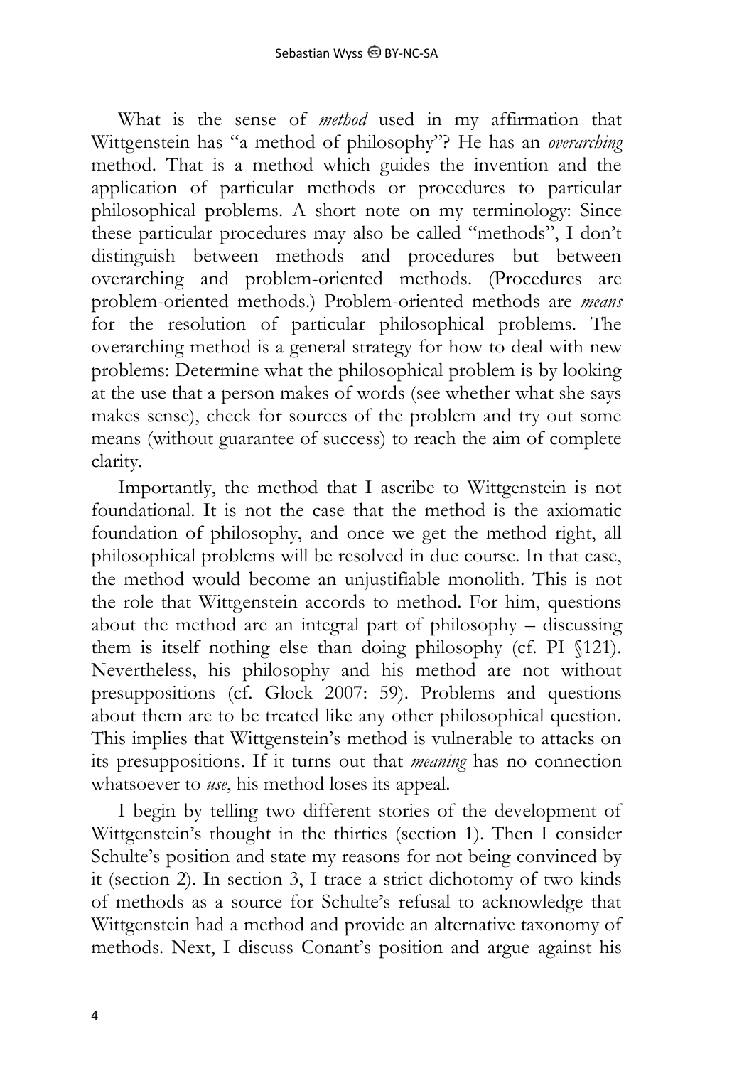What is the sense of *method* used in my affirmation that Wittgenstein has "a method of philosophy"? He has an *overarching* method. That is a method which guides the invention and the application of particular methods or procedures to particular philosophical problems. A short note on my terminology: Since these particular procedures may also be called "methods", I don't distinguish between methods and procedures but between overarching and problem-oriented methods. (Procedures are problem-oriented methods.) Problem-oriented methods are *means* for the resolution of particular philosophical problems. The overarching method is a general strategy for how to deal with new problems: Determine what the philosophical problem is by looking at the use that a person makes of words (see whether what she says makes sense), check for sources of the problem and try out some means (without guarantee of success) to reach the aim of complete clarity.

Importantly, the method that I ascribe to Wittgenstein is not foundational. It is not the case that the method is the axiomatic foundation of philosophy, and once we get the method right, all philosophical problems will be resolved in due course. In that case, the method would become an unjustifiable monolith. This is not the role that Wittgenstein accords to method. For him, questions about the method are an integral part of philosophy – discussing them is itself nothing else than doing philosophy (cf. PI §121). Nevertheless, his philosophy and his method are not without presuppositions (cf. Glock 2007: 59). Problems and questions about them are to be treated like any other philosophical question. This implies that Wittgenstein's method is vulnerable to attacks on its presuppositions. If it turns out that *meaning* has no connection whatsoever to *use*, his method loses its appeal.

I begin by telling two different stories of the development of Wittgenstein's thought in the thirties (section 1). Then I consider Schulte's position and state my reasons for not being convinced by it (section 2). In section 3, I trace a strict dichotomy of two kinds of methods as a source for Schulte's refusal to acknowledge that Wittgenstein had a method and provide an alternative taxonomy of methods. Next, I discuss Conant's position and argue against his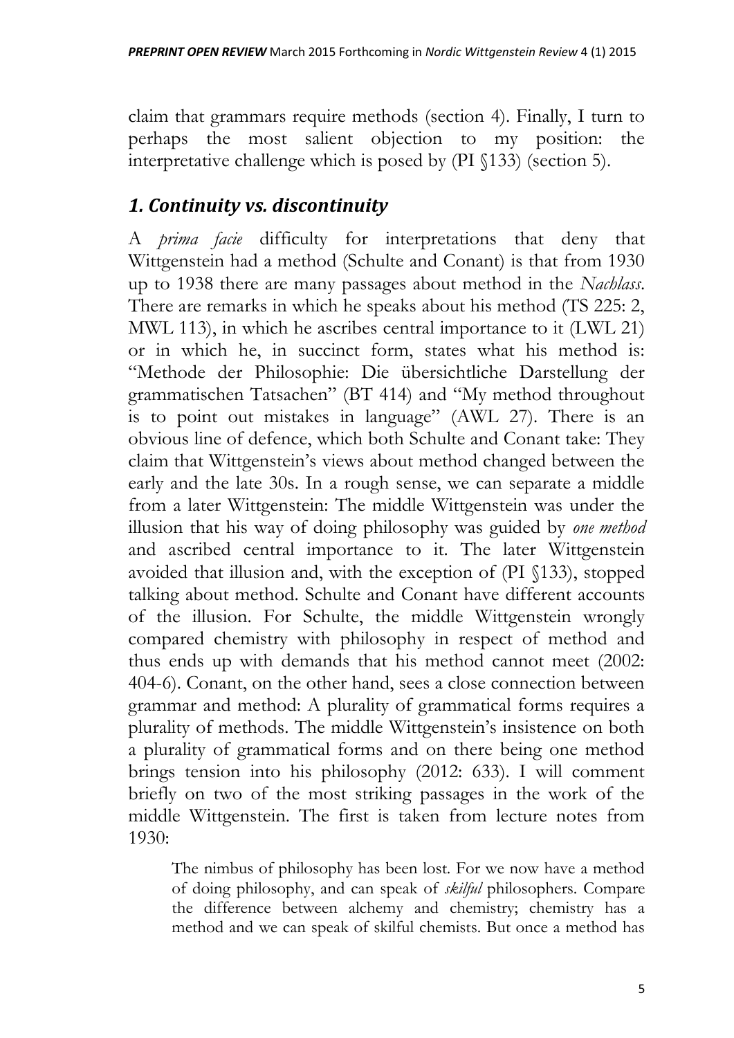claim that grammars require methods (section 4). Finally, I turn to perhaps the most salient objection to my position: the interpretative challenge which is posed by (PI §133) (section 5).

## *1. Continuity vs. discontinuity*

A *prima facie* difficulty for interpretations that deny that Wittgenstein had a method (Schulte and Conant) is that from 1930 up to 1938 there are many passages about method in the *Nachlass*. There are remarks in which he speaks about his method (TS 225: 2, MWL 113), in which he ascribes central importance to it (LWL 21) or in which he, in succinct form, states what his method is: "Methode der Philosophie: Die übersichtliche Darstellung der grammatischen Tatsachen" (BT 414) and "My method throughout is to point out mistakes in language" (AWL 27). There is an obvious line of defence, which both Schulte and Conant take: They claim that Wittgenstein's views about method changed between the early and the late 30s. In a rough sense, we can separate a middle from a later Wittgenstein: The middle Wittgenstein was under the illusion that his way of doing philosophy was guided by *one method* and ascribed central importance to it. The later Wittgenstein avoided that illusion and, with the exception of (PI §133), stopped talking about method. Schulte and Conant have different accounts of the illusion. For Schulte, the middle Wittgenstein wrongly compared chemistry with philosophy in respect of method and thus ends up with demands that his method cannot meet (2002: 404-6). Conant, on the other hand, sees a close connection between grammar and method: A plurality of grammatical forms requires a plurality of methods. The middle Wittgenstein's insistence on both a plurality of grammatical forms and on there being one method brings tension into his philosophy (2012: 633). I will comment briefly on two of the most striking passages in the work of the middle Wittgenstein. The first is taken from lecture notes from 1930:

> The nimbus of philosophy has been lost. For we now have a method of doing philosophy, and can speak of *skilful* philosophers. Compare the difference between alchemy and chemistry; chemistry has a method and we can speak of skilful chemists. But once a method has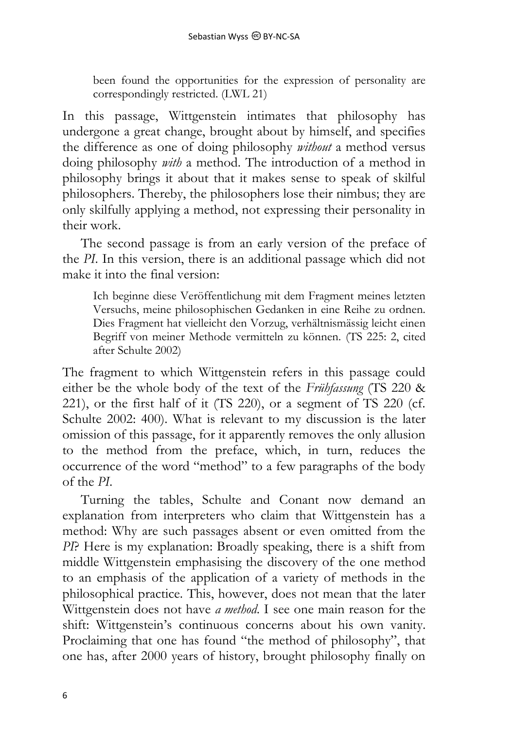> been found the opportunities for the expression of personality are correspondingly restricted. (LWL 21)

In this passage, Wittgenstein intimates that philosophy has undergone a great change, brought about by himself, and specifies the difference as one of doing philosophy *without* a method versus doing philosophy *with* a method. The introduction of a method in philosophy brings it about that it makes sense to speak of skilful philosophers. Thereby, the philosophers lose their nimbus; they are only skilfully applying a method, not expressing their personality in their work.

The second passage is from an early version of the preface of the *PI*. In this version, there is an additional passage which did not make it into the final version:

> Ich beginne diese Veröffentlichung mit dem Fragment meines letzten Versuchs, meine philosophischen Gedanken in eine Reihe zu ordnen. Dies Fragment hat vielleicht den Vorzug, verhältnismässig leicht einen Begriff von meiner Methode vermitteln zu können. (TS 225: 2, cited after Schulte 2002)

The fragment to which Wittgenstein refers in this passage could either be the whole body of the text of the *Frühfassung* (TS 220 & 221), or the first half of it (TS 220), or a segment of TS 220 (cf. Schulte 2002: 400). What is relevant to my discussion is the later omission of this passage, for it apparently removes the only allusion to the method from the preface, which, in turn, reduces the occurrence of the word "method" to a few paragraphs of the body of the *PI*.

Turning the tables, Schulte and Conant now demand an explanation from interpreters who claim that Wittgenstein has a method: Why are such passages absent or even omitted from the *PI*? Here is my explanation: Broadly speaking, there is a shift from middle Wittgenstein emphasising the discovery of the one method to an emphasis of the application of a variety of methods in the philosophical practice. This, however, does not mean that the later Wittgenstein does not have *a method*. I see one main reason for the shift: Wittgenstein's continuous concerns about his own vanity. Proclaiming that one has found "the method of philosophy", that one has, after 2000 years of history, brought philosophy finally on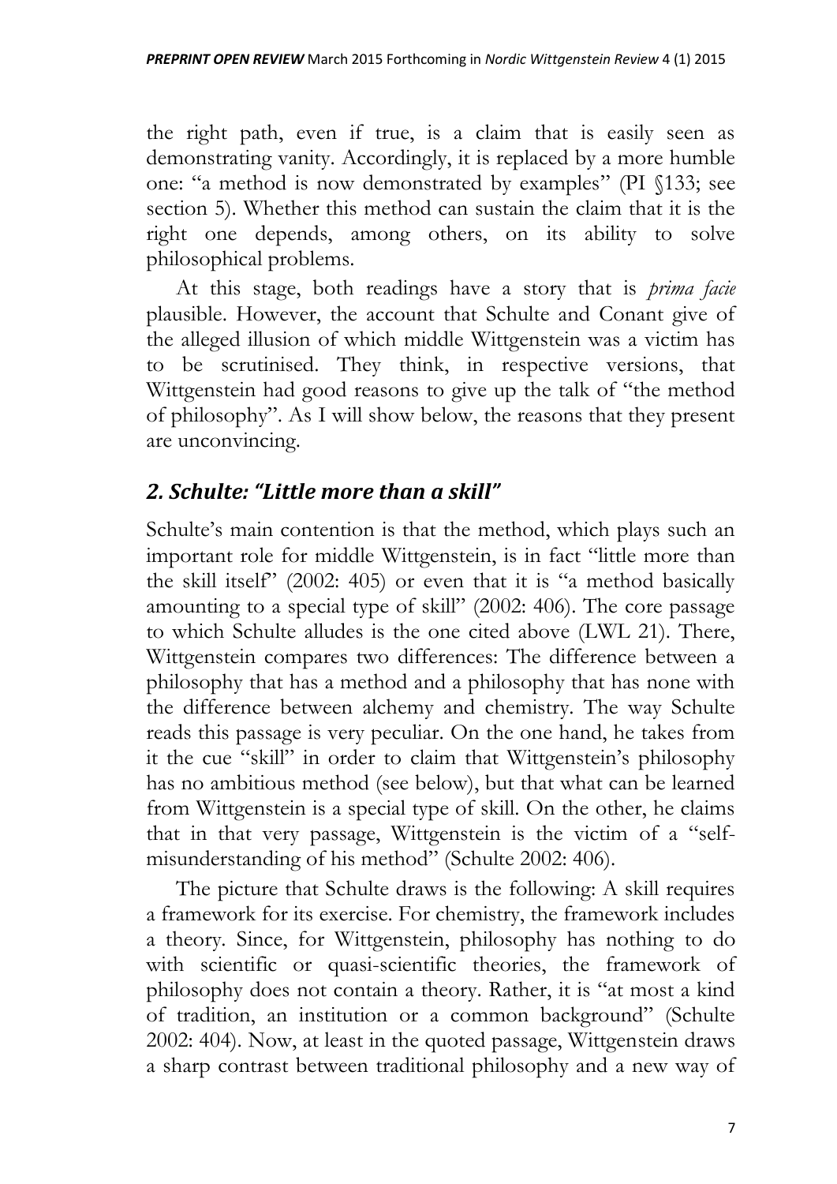the right path, even if true, is a claim that is easily seen as demonstrating vanity. Accordingly, it is replaced by a more humble one: "a method is now demonstrated by examples" (PI §133; see section 5). Whether this method can sustain the claim that it is the right one depends, among others, on its ability to solve philosophical problems.

At this stage, both readings have a story that is *prima facie* plausible. However, the account that Schulte and Conant give of the alleged illusion of which middle Wittgenstein was a victim has to be scrutinised. They think, in respective versions, that Wittgenstein had good reasons to give up the talk of "the method of philosophy". As I will show below, the reasons that they present are unconvincing.

## *2. Schulte: "Little more than a skill"*

Schulte's main contention is that the method, which plays such an important role for middle Wittgenstein, is in fact "little more than the skill itself" (2002: 405) or even that it is "a method basically amounting to a special type of skill" (2002: 406). The core passage to which Schulte alludes is the one cited above (LWL 21). There, Wittgenstein compares two differences: The difference between a philosophy that has a method and a philosophy that has none with the difference between alchemy and chemistry. The way Schulte reads this passage is very peculiar. On the one hand, he takes from it the cue "skill" in order to claim that Wittgenstein's philosophy has no ambitious method (see below), but that what can be learned from Wittgenstein is a special type of skill. On the other, he claims that in that very passage, Wittgenstein is the victim of a "self-misunderstanding of his method" (Schulte 2002: 406).

The picture that Schulte draws is the following: A skill requires a framework for its exercise. For chemistry, the framework includes a theory. Since, for Wittgenstein, philosophy has nothing to do with scientific or quasi-scientific theories, the framework of philosophy does not contain a theory. Rather, it is "at most a kind of tradition, an institution or a common background" (Schulte 2002: 404). Now, at least in the quoted passage, Wittgenstein draws a sharp contrast between traditional philosophy and a new way of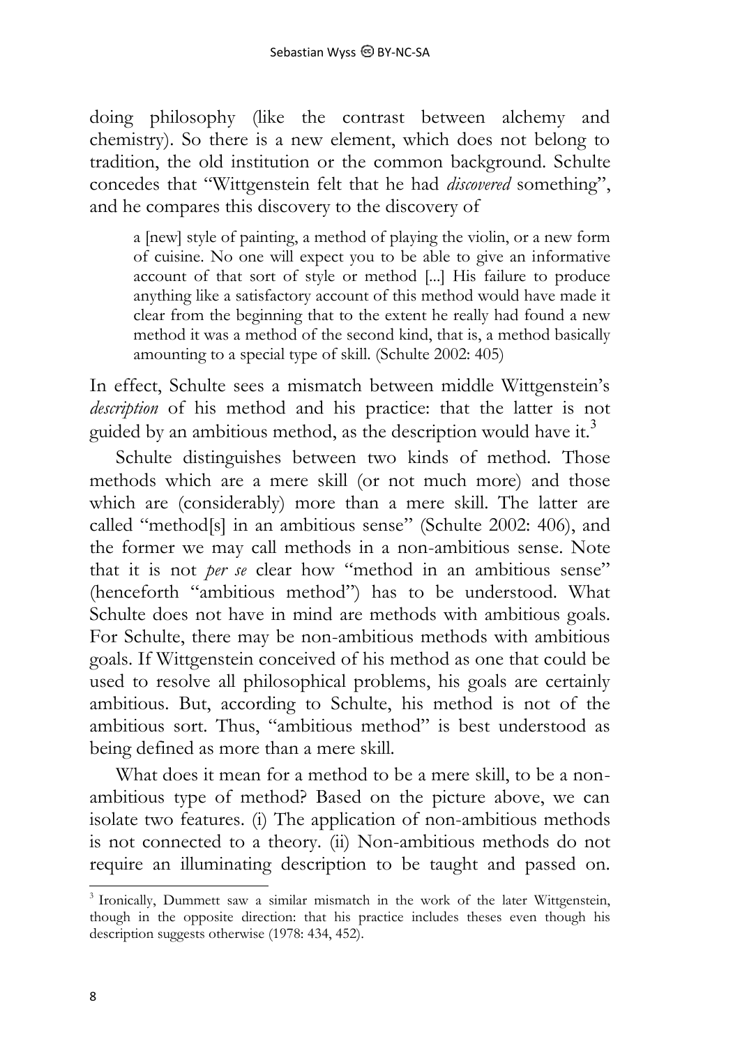doing philosophy (like the contrast between alchemy and chemistry). So there is a new element, which does not belong to tradition, the old institution or the common background. Schulte concedes that "Wittgenstein felt that he had *discovered* something", and he compares this discovery to the discovery of

> a [new] style of painting, a method of playing the violin, or a new form of cuisine. No one will expect you to be able to give an informative account of that sort of style or method [...] His failure to produce anything like a satisfactory account of this method would have made it clear from the beginning that to the extent he really had found a new method it was a method of the second kind, that is, a method basically amounting to a special type of skill. (Schulte 2002: 405)

In effect, Schulte sees a mismatch between middle Wittgenstein's *description* of his method and his practice: that the latter is not guided by an ambitious method, as the description would have it.[3]

Schulte distinguishes between two kinds of method. Those methods which are a mere skill (or not much more) and those which are (considerably) more than a mere skill. The latter are called "method[s] in an ambitious sense" (Schulte 2002: 406), and the former we may call methods in a non-ambitious sense. Note that it is not *per se* clear how "method in an ambitious sense" (henceforth "ambitious method") has to be understood. What Schulte does not have in mind are methods with ambitious goals. For Schulte, there may be non-ambitious methods with ambitious goals. If Wittgenstein conceived of his method as one that could be used to resolve all philosophical problems, his goals are certainly ambitious. But, according to Schulte, his method is not of the ambitious sort. Thus, "ambitious method" is best understood as being defined as more than a mere skill.

What does it mean for a method to be a mere skill, to be a non-ambitious type of method? Based on the picture above, we can isolate two features. (i) The application of non-ambitious methods is not connected to a theory. (ii) Non-ambitious methods do not require an illuminating description to be taught and passed on.

[3] Ironically, Dummett saw a similar mismatch in the work of the later Wittgenstein, though in the opposite direction: that his practice includes theses even though his description suggests otherwise (1978: 434, 452).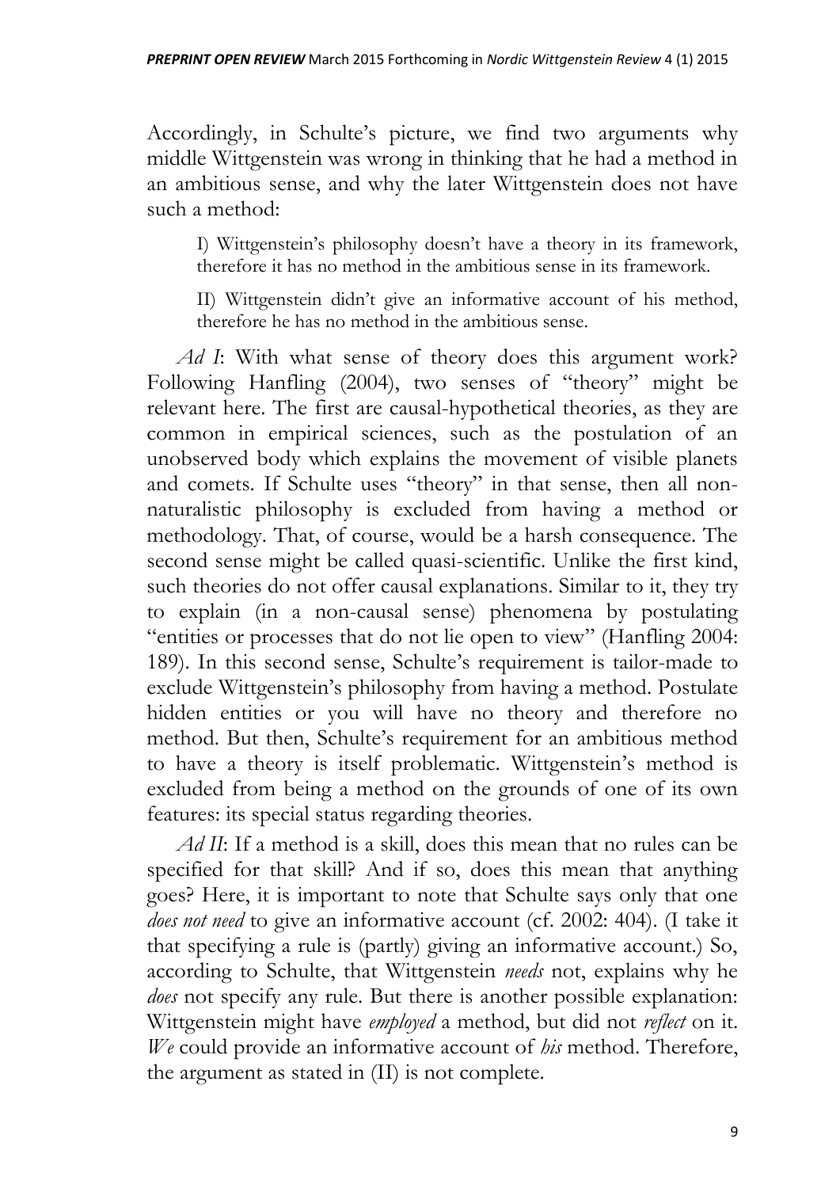Accordingly, in Schulte's picture, we find two arguments why middle Wittgenstein was wrong in thinking that he had a method in an ambitious sense, and why the later Wittgenstein does not have such a method:

> I) Wittgenstein's philosophy doesn't have a theory in its framework, therefore it has no method in the ambitious sense in its framework.
>
> II) Wittgenstein didn't give an informative account of his method, therefore he has no method in the ambitious sense.

*Ad I*: With what sense of theory does this argument work? Following Hanfling (2004), two senses of "theory" might be relevant here. The first are causal-hypothetical theories, as they are common in empirical sciences, such as the postulation of an unobserved body which explains the movement of visible planets and comets. If Schulte uses "theory" in that sense, then all non-naturalistic philosophy is excluded from having a method or methodology. That, of course, would be a harsh consequence. The second sense might be called quasi-scientific. Unlike the first kind, such theories do not offer causal explanations. Similar to it, they try to explain (in a non-causal sense) phenomena by postulating "entities or processes that do not lie open to view" (Hanfling 2004: 189). In this second sense, Schulte's requirement is tailor-made to exclude Wittgenstein's philosophy from having a method. Postulate hidden entities or you will have no theory and therefore no method. But then, Schulte's requirement for an ambitious method to have a theory is itself problematic. Wittgenstein's method is excluded from being a method on the grounds of one of its own features: its special status regarding theories.

*Ad II*: If a method is a skill, does this mean that no rules can be specified for that skill? And if so, does this mean that anything goes? Here, it is important to note that Schulte says only that one *does not need* to give an informative account (cf. 2002: 404). (I take it that specifying a rule is (partly) giving an informative account.) So, according to Schulte, that Wittgenstein *needs* not, explains why he *does* not specify any rule. But there is another possible explanation: Wittgenstein might have *employed* a method, but did not *reflect* on it. *We* could provide an informative account of *his* method. Therefore, the argument as stated in (II) is not complete.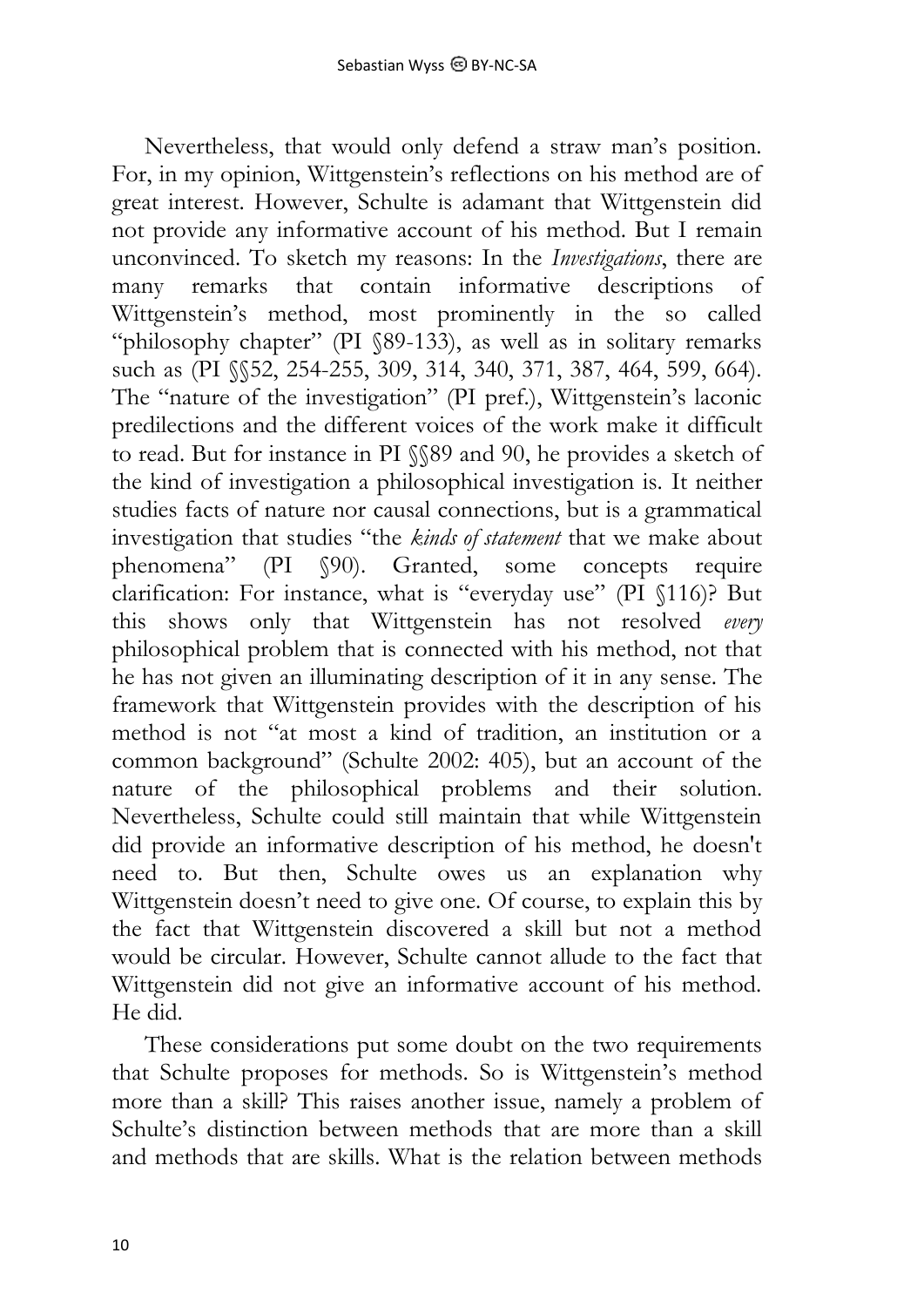Nevertheless, that would only defend a straw man's position. For, in my opinion, Wittgenstein's reflections on his method are of great interest. However, Schulte is adamant that Wittgenstein did not provide any informative account of his method. But I remain unconvinced. To sketch my reasons: In the *Investigations*, there are many remarks that contain informative descriptions of Wittgenstein's method, most prominently in the so called "philosophy chapter" (PI §89-133), as well as in solitary remarks such as (PI §§52, 254-255, 309, 314, 340, 371, 387, 464, 599, 664). The "nature of the investigation" (PI pref.), Wittgenstein's laconic predilections and the different voices of the work make it difficult to read. But for instance in PI §§89 and 90, he provides a sketch of the kind of investigation a philosophical investigation is. It neither studies facts of nature nor causal connections, but is a grammatical investigation that studies "the *kinds of statement* that we make about phenomena" (PI §90). Granted, some concepts require clarification: For instance, what is "everyday use" (PI §116)? But this shows only that Wittgenstein has not resolved *every* philosophical problem that is connected with his method, not that he has not given an illuminating description of it in any sense. The framework that Wittgenstein provides with the description of his method is not "at most a kind of tradition, an institution or a common background" (Schulte 2002: 405), but an account of the nature of the philosophical problems and their solution. Nevertheless, Schulte could still maintain that while Wittgenstein did provide an informative description of his method, he doesn't need to. But then, Schulte owes us an explanation why Wittgenstein doesn't need to give one. Of course, to explain this by the fact that Wittgenstein discovered a skill but not a method would be circular. However, Schulte cannot allude to the fact that Wittgenstein did not give an informative account of his method. He did.

These considerations put some doubt on the two requirements that Schulte proposes for methods. So is Wittgenstein's method more than a skill? This raises another issue, namely a problem of Schulte's distinction between methods that are more than a skill and methods that are skills. What is the relation between methods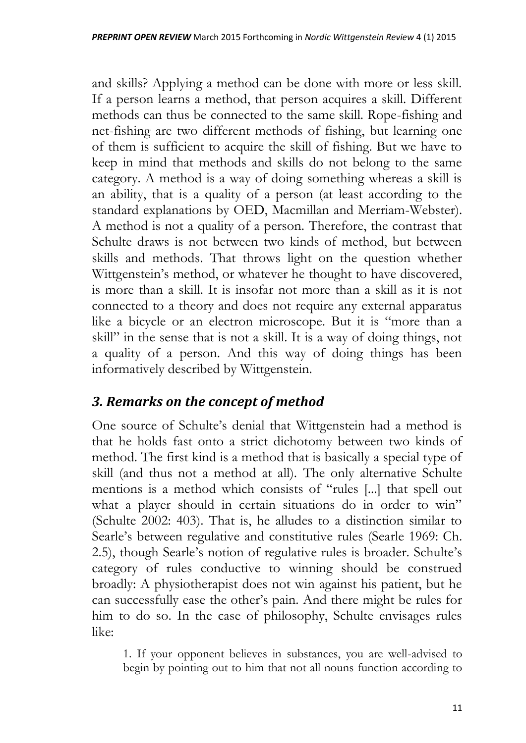and skills? Applying a method can be done with more or less skill. If a person learns a method, that person acquires a skill. Different methods can thus be connected to the same skill. Rope-fishing and net-fishing are two different methods of fishing, but learning one of them is sufficient to acquire the skill of fishing. But we have to keep in mind that methods and skills do not belong to the same category. A method is a way of doing something whereas a skill is an ability, that is a quality of a person (at least according to the standard explanations by OED, Macmillan and Merriam-Webster). A method is not a quality of a person. Therefore, the contrast that Schulte draws is not between two kinds of method, but between skills and methods. That throws light on the question whether Wittgenstein's method, or whatever he thought to have discovered, is more than a skill. It is insofar not more than a skill as it is not connected to a theory and does not require any external apparatus like a bicycle or an electron microscope. But it is "more than a skill" in the sense that is not a skill. It is a way of doing things, not a quality of a person. And this way of doing things has been informatively described by Wittgenstein.

## *3. Remarks on the concept of method*

One source of Schulte's denial that Wittgenstein had a method is that he holds fast onto a strict dichotomy between two kinds of method. The first kind is a method that is basically a special type of skill (and thus not a method at all). The only alternative Schulte mentions is a method which consists of "rules [...] that spell out what a player should in certain situations do in order to win" (Schulte 2002: 403). That is, he alludes to a distinction similar to Searle's between regulative and constitutive rules (Searle 1969: Ch. 2.5), though Searle's notion of regulative rules is broader. Schulte's category of rules conductive to winning should be construed broadly: A physiotherapist does not win against his patient, but he can successfully ease the other's pain. And there might be rules for him to do so. In the case of philosophy, Schulte envisages rules like:

> 1. If your opponent believes in substances, you are well-advised to begin by pointing out to him that not all nouns function according to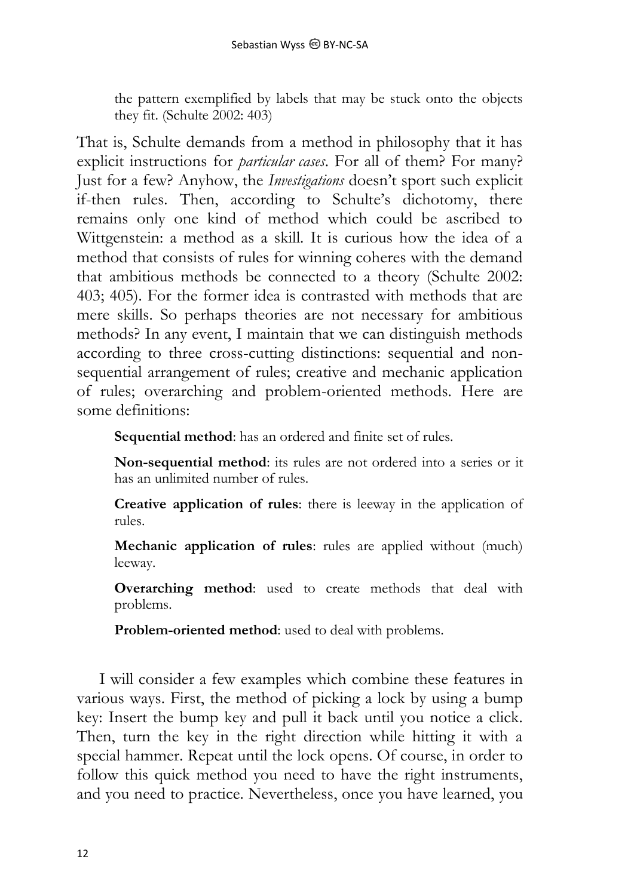> the pattern exemplified by labels that may be stuck onto the objects they fit. (Schulte 2002: 403)

That is, Schulte demands from a method in philosophy that it has explicit instructions for *particular cases*. For all of them? For many? Just for a few? Anyhow, the *Investigations* doesn't sport such explicit if-then rules. Then, according to Schulte's dichotomy, there remains only one kind of method which could be ascribed to Wittgenstein: a method as a skill. It is curious how the idea of a method that consists of rules for winning coheres with the demand that ambitious methods be connected to a theory (Schulte 2002: 403; 405). For the former idea is contrasted with methods that are mere skills. So perhaps theories are not necessary for ambitious methods? In any event, I maintain that we can distinguish methods according to three cross-cutting distinctions: sequential and non-sequential arrangement of rules; creative and mechanic application of rules; overarching and problem-oriented methods. Here are some definitions:

> **Sequential method**: has an ordered and finite set of rules.
>
> **Non-sequential method**: its rules are not ordered into a series or it has an unlimited number of rules.
>
> **Creative application of rules**: there is leeway in the application of rules.
>
> **Mechanic application of rules**: rules are applied without (much) leeway.
>
> **Overarching method**: used to create methods that deal with problems.
>
> **Problem-oriented method**: used to deal with problems.

I will consider a few examples which combine these features in various ways. First, the method of picking a lock by using a bump key: Insert the bump key and pull it back until you notice a click. Then, turn the key in the right direction while hitting it with a special hammer. Repeat until the lock opens. Of course, in order to follow this quick method you need to have the right instruments, and you need to practice. Nevertheless, once you have learned, you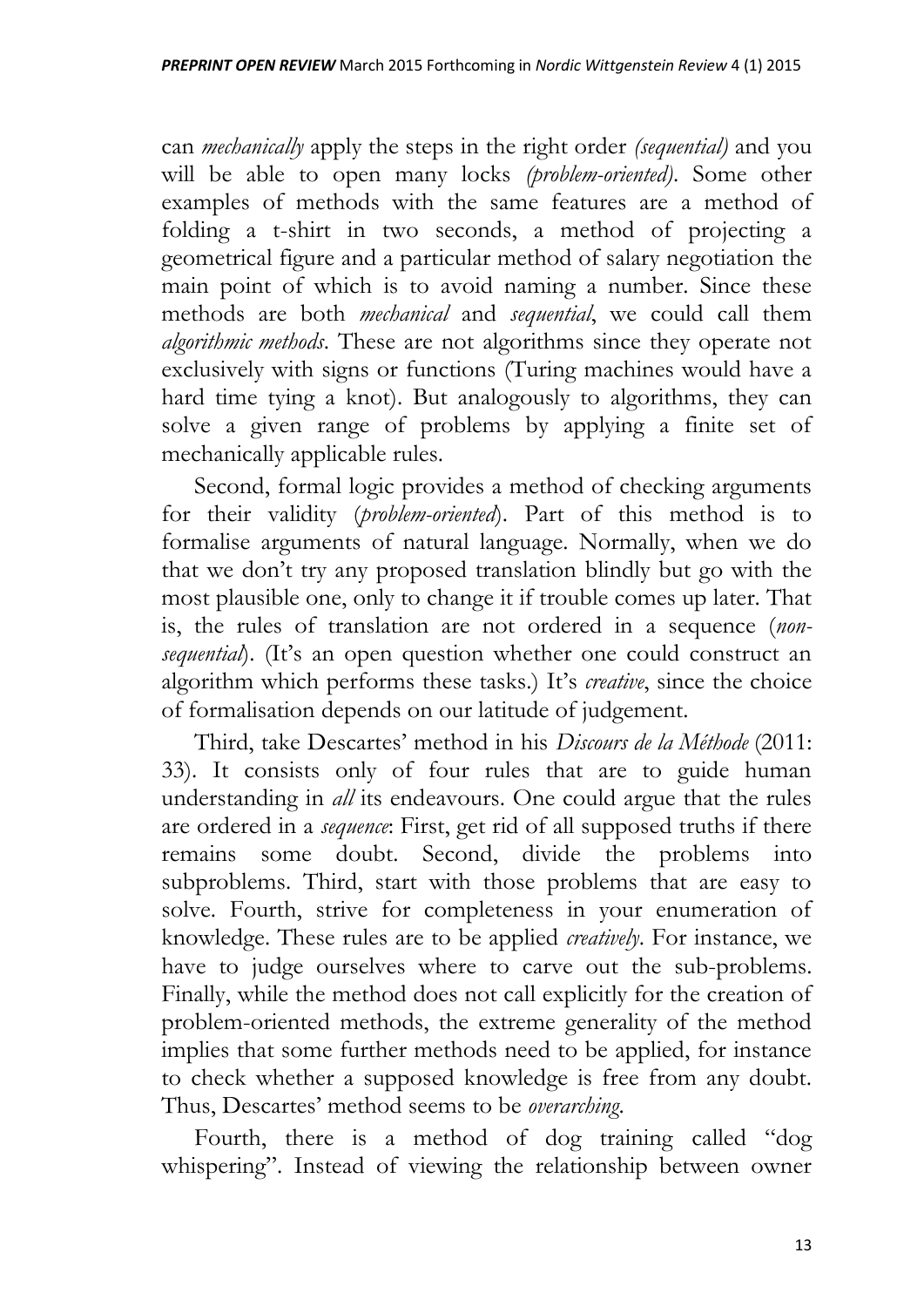can *mechanically* apply the steps in the right order *(sequential)* and you will be able to open many locks *(problem-oriented)*. Some other examples of methods with the same features are a method of folding a t-shirt in two seconds, a method of projecting a geometrical figure and a particular method of salary negotiation the main point of which is to avoid naming a number. Since these methods are both *mechanical* and *sequential*, we could call them *algorithmic methods*. These are not algorithms since they operate not exclusively with signs or functions (Turing machines would have a hard time tying a knot). But analogously to algorithms, they can solve a given range of problems by applying a finite set of mechanically applicable rules.

Second, formal logic provides a method of checking arguments for their validity (*problem-oriented*). Part of this method is to formalise arguments of natural language. Normally, when we do that we don't try any proposed translation blindly but go with the most plausible one, only to change it if trouble comes up later. That is, the rules of translation are not ordered in a sequence (*non-sequential*). (It's an open question whether one could construct an algorithm which performs these tasks.) It's *creative*, since the choice of formalisation depends on our latitude of judgement.

Third, take Descartes' method in his *Discours de la Méthode* (2011: 33). It consists only of four rules that are to guide human understanding in *all* its endeavours. One could argue that the rules are ordered in a *sequence*: First, get rid of all supposed truths if there remains some doubt. Second, divide the problems into subproblems. Third, start with those problems that are easy to solve. Fourth, strive for completeness in your enumeration of knowledge. These rules are to be applied *creatively*. For instance, we have to judge ourselves where to carve out the sub-problems. Finally, while the method does not call explicitly for the creation of problem-oriented methods, the extreme generality of the method implies that some further methods need to be applied, for instance to check whether a supposed knowledge is free from any doubt. Thus, Descartes' method seems to be *overarching*.

Fourth, there is a method of dog training called "dog whispering". Instead of viewing the relationship between owner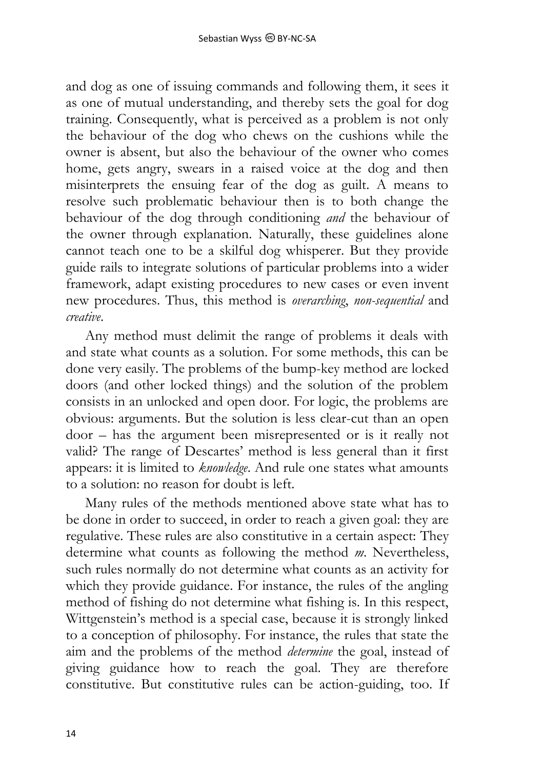and dog as one of issuing commands and following them, it sees it as one of mutual understanding, and thereby sets the goal for dog training. Consequently, what is perceived as a problem is not only the behaviour of the dog who chews on the cushions while the owner is absent, but also the behaviour of the owner who comes home, gets angry, swears in a raised voice at the dog and then misinterprets the ensuing fear of the dog as guilt. A means to resolve such problematic behaviour then is to both change the behaviour of the dog through conditioning *and* the behaviour of the owner through explanation. Naturally, these guidelines alone cannot teach one to be a skilful dog whisperer. But they provide guide rails to integrate solutions of particular problems into a wider framework, adapt existing procedures to new cases or even invent new procedures. Thus, this method is *overarching*, *non-sequential* and *creative*.

Any method must delimit the range of problems it deals with and state what counts as a solution. For some methods, this can be done very easily. The problems of the bump-key method are locked doors (and other locked things) and the solution of the problem consists in an unlocked and open door. For logic, the problems are obvious: arguments. But the solution is less clear-cut than an open door – has the argument been misrepresented or is it really not valid? The range of Descartes' method is less general than it first appears: it is limited to *knowledge*. And rule one states what amounts to a solution: no reason for doubt is left.

Many rules of the methods mentioned above state what has to be done in order to succeed, in order to reach a given goal: they are regulative. These rules are also constitutive in a certain aspect: They determine what counts as following the method *m*. Nevertheless, such rules normally do not determine what counts as an activity for which they provide guidance. For instance, the rules of the angling method of fishing do not determine what fishing is. In this respect, Wittgenstein's method is a special case, because it is strongly linked to a conception of philosophy. For instance, the rules that state the aim and the problems of the method *determine* the goal, instead of giving guidance how to reach the goal. They are therefore constitutive. But constitutive rules can be action-guiding, too. If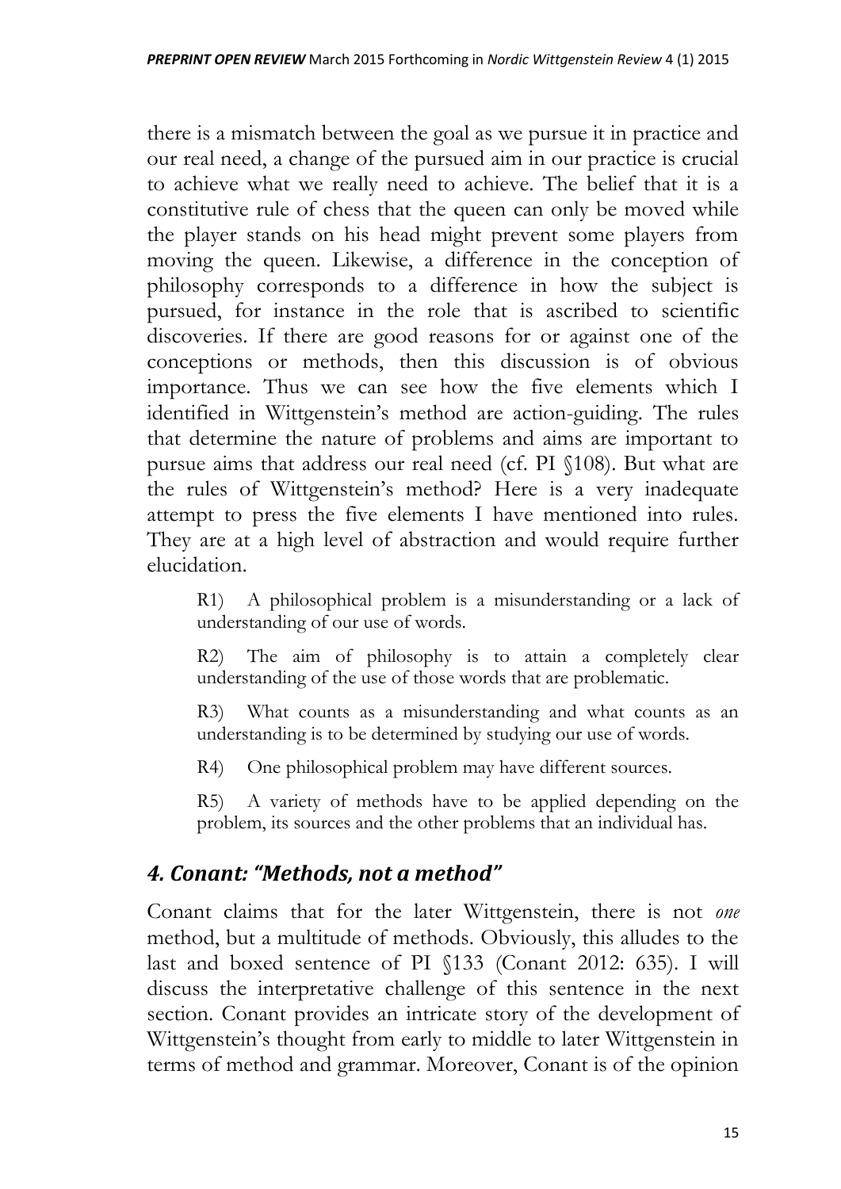there is a mismatch between the goal as we pursue it in practice and our real need, a change of the pursued aim in our practice is crucial to achieve what we really need to achieve. The belief that it is a constitutive rule of chess that the queen can only be moved while the player stands on his head might prevent some players from moving the queen. Likewise, a difference in the conception of philosophy corresponds to a difference in how the subject is pursued, for instance in the role that is ascribed to scientific discoveries. If there are good reasons for or against one of the conceptions or methods, then this discussion is of obvious importance. Thus we can see how the five elements which I identified in Wittgenstein's method are action-guiding. The rules that determine the nature of problems and aims are important to pursue aims that address our real need (cf. PI §108). But what are the rules of Wittgenstein's method? Here is a very inadequate attempt to press the five elements I have mentioned into rules. They are at a high level of abstraction and would require further elucidation.

> R1) A philosophical problem is a misunderstanding or a lack of understanding of our use of words.
>
> R2) The aim of philosophy is to attain a completely clear understanding of the use of those words that are problematic.
>
> R3) What counts as a misunderstanding and what counts as an understanding is to be determined by studying our use of words.
>
> R4) One philosophical problem may have different sources.
>
> R5) A variety of methods have to be applied depending on the problem, its sources and the other problems that an individual has.

## *4. Conant: "Methods, not a method"*

Conant claims that for the later Wittgenstein, there is not *one* method, but a multitude of methods. Obviously, this alludes to the last and boxed sentence of PI §133 (Conant 2012: 635). I will discuss the interpretative challenge of this sentence in the next section. Conant provides an intricate story of the development of Wittgenstein's thought from early to middle to later Wittgenstein in terms of method and grammar. Moreover, Conant is of the opinion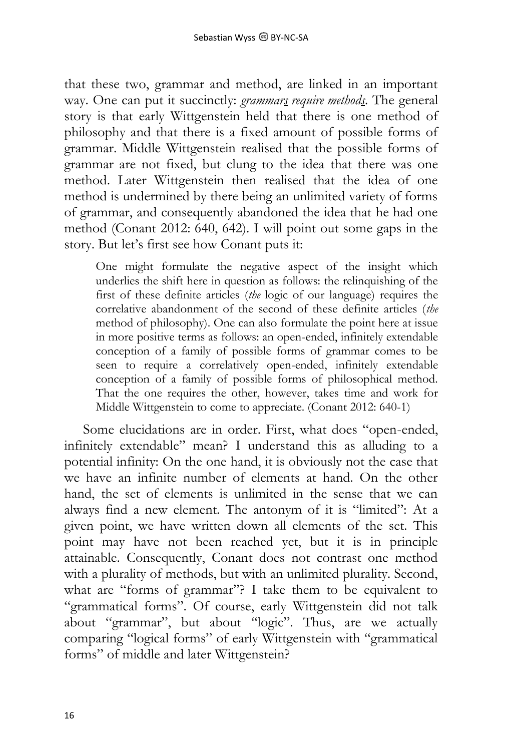that these two, grammar and method, are linked in an important way. One can put it succinctly: *grammars require methods*. The general story is that early Wittgenstein held that there is one method of philosophy and that there is a fixed amount of possible forms of grammar. Middle Wittgenstein realised that the possible forms of grammar are not fixed, but clung to the idea that there was one method. Later Wittgenstein then realised that the idea of one method is undermined by there being an unlimited variety of forms of grammar, and consequently abandoned the idea that he had one method (Conant 2012: 640, 642). I will point out some gaps in the story. But let's first see how Conant puts it:

> One might formulate the negative aspect of the insight which underlies the shift here in question as follows: the relinquishing of the first of these definite articles (*the* logic of our language) requires the correlative abandonment of the second of these definite articles (*the* method of philosophy). One can also formulate the point here at issue in more positive terms as follows: an open-ended, infinitely extendable conception of a family of possible forms of grammar comes to be seen to require a correlatively open-ended, infinitely extendable conception of a family of possible forms of philosophical method. That the one requires the other, however, takes time and work for Middle Wittgenstein to come to appreciate. (Conant 2012: 640-1)

Some elucidations are in order. First, what does "open-ended, infinitely extendable" mean? I understand this as alluding to a potential infinity: On the one hand, it is obviously not the case that we have an infinite number of elements at hand. On the other hand, the set of elements is unlimited in the sense that we can always find a new element. The antonym of it is "limited": At a given point, we have written down all elements of the set. This point may have not been reached yet, but it is in principle attainable. Consequently, Conant does not contrast one method with a plurality of methods, but with an unlimited plurality. Second, what are "forms of grammar"? I take them to be equivalent to "grammatical forms". Of course, early Wittgenstein did not talk about "grammar", but about "logic". Thus, are we actually comparing "logical forms" of early Wittgenstein with "grammatical forms" of middle and later Wittgenstein?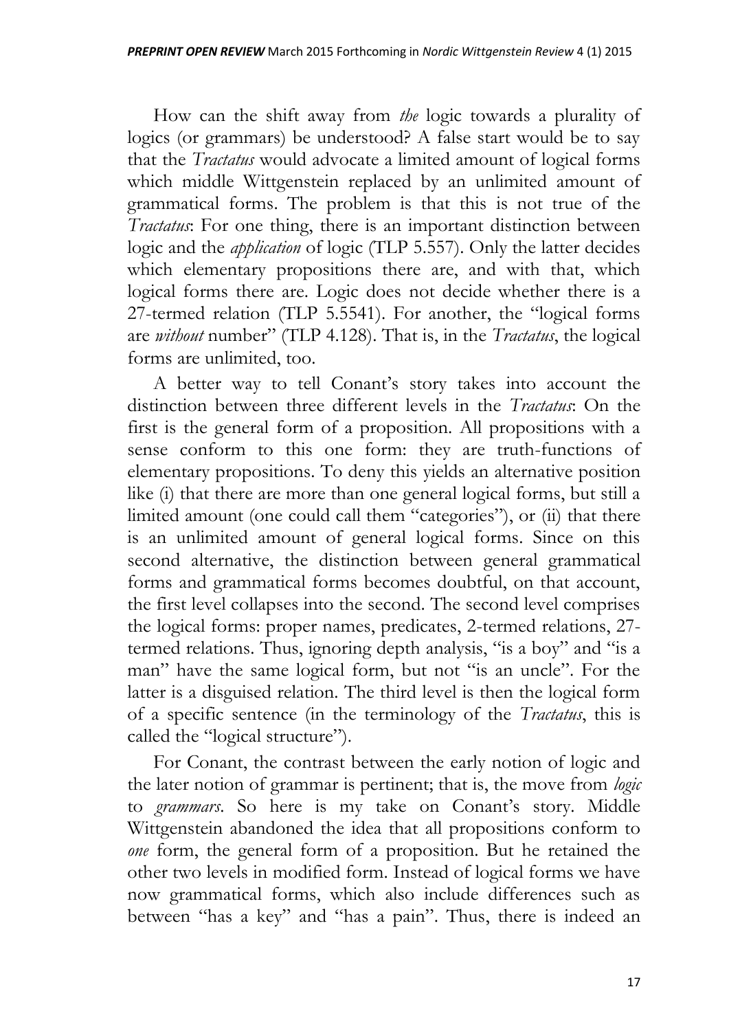How can the shift away from *the* logic towards a plurality of logics (or grammars) be understood? A false start would be to say that the *Tractatus* would advocate a limited amount of logical forms which middle Wittgenstein replaced by an unlimited amount of grammatical forms. The problem is that this is not true of the *Tractatus*: For one thing, there is an important distinction between logic and the *application* of logic (TLP 5.557). Only the latter decides which elementary propositions there are, and with that, which logical forms there are. Logic does not decide whether there is a 27-termed relation (TLP 5.5541). For another, the "logical forms are *without* number" (TLP 4.128). That is, in the *Tractatus*, the logical forms are unlimited, too.

A better way to tell Conant's story takes into account the distinction between three different levels in the *Tractatus*: On the first is the general form of a proposition. All propositions with a sense conform to this one form: they are truth-functions of elementary propositions. To deny this yields an alternative position like (i) that there are more than one general logical forms, but still a limited amount (one could call them "categories"), or (ii) that there is an unlimited amount of general logical forms. Since on this second alternative, the distinction between general grammatical forms and grammatical forms becomes doubtful, on that account, the first level collapses into the second. The second level comprises the logical forms: proper names, predicates, 2-termed relations, 27-termed relations. Thus, ignoring depth analysis, "is a boy" and "is a man" have the same logical form, but not "is an uncle". For the latter is a disguised relation. The third level is then the logical form of a specific sentence (in the terminology of the *Tractatus*, this is called the "logical structure").

For Conant, the contrast between the early notion of logic and the later notion of grammar is pertinent; that is, the move from *logic* to *grammars*. So here is my take on Conant's story. Middle Wittgenstein abandoned the idea that all propositions conform to *one* form, the general form of a proposition. But he retained the other two levels in modified form. Instead of logical forms we have now grammatical forms, which also include differences such as between "has a key" and "has a pain". Thus, there is indeed an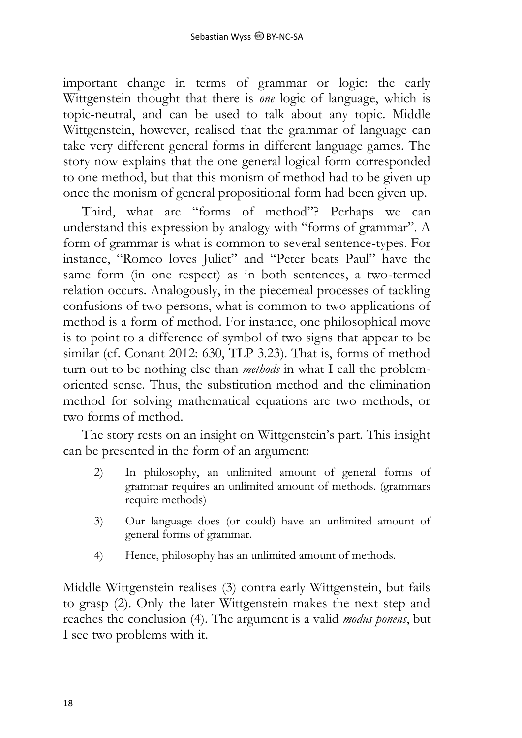important change in terms of grammar or logic: the early Wittgenstein thought that there is *one* logic of language, which is topic-neutral, and can be used to talk about any topic. Middle Wittgenstein, however, realised that the grammar of language can take very different general forms in different language games. The story now explains that the one general logical form corresponded to one method, but that this monism of method had to be given up once the monism of general propositional form had been given up.

Third, what are "forms of method"? Perhaps we can understand this expression by analogy with "forms of grammar". A form of grammar is what is common to several sentence-types. For instance, "Romeo loves Juliet" and "Peter beats Paul" have the same form (in one respect) as in both sentences, a two-termed relation occurs. Analogously, in the piecemeal processes of tackling confusions of two persons, what is common to two applications of method is a form of method. For instance, one philosophical move is to point to a difference of symbol of two signs that appear to be similar (cf. Conant 2012: 630, TLP 3.23). That is, forms of method turn out to be nothing else than *methods* in what I call the problem-oriented sense. Thus, the substitution method and the elimination method for solving mathematical equations are two methods, or two forms of method.

The story rests on an insight on Wittgenstein's part. This insight can be presented in the form of an argument:

2) In philosophy, an unlimited amount of general forms of grammar requires an unlimited amount of methods. (grammars require methods)

3) Our language does (or could) have an unlimited amount of general forms of grammar.

4) Hence, philosophy has an unlimited amount of methods.

Middle Wittgenstein realises (3) contra early Wittgenstein, but fails to grasp (2). Only the later Wittgenstein makes the next step and reaches the conclusion (4). The argument is a valid *modus ponens*, but I see two problems with it.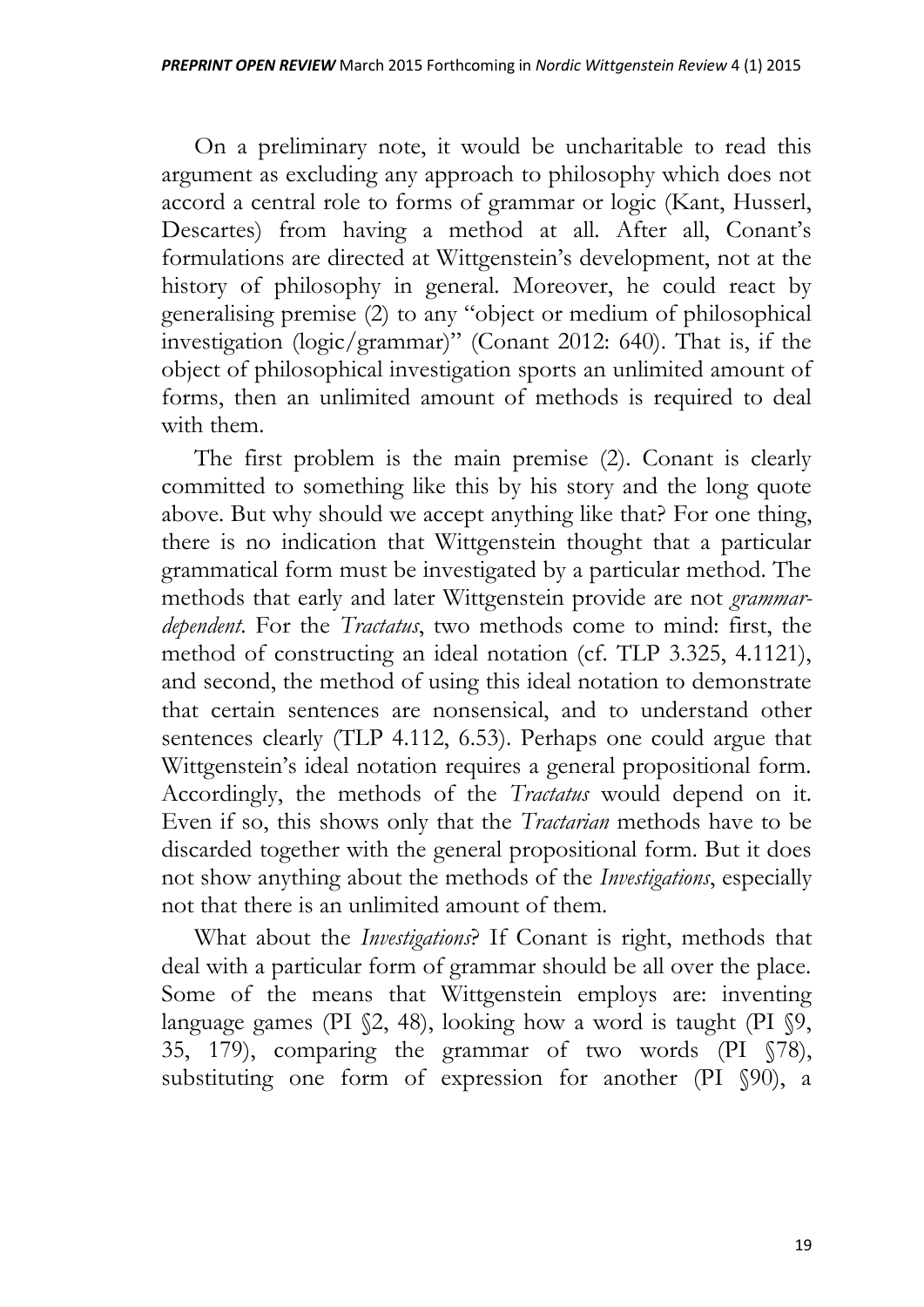On a preliminary note, it would be uncharitable to read this argument as excluding any approach to philosophy which does not accord a central role to forms of grammar or logic (Kant, Husserl, Descartes) from having a method at all. After all, Conant's formulations are directed at Wittgenstein's development, not at the history of philosophy in general. Moreover, he could react by generalising premise (2) to any "object or medium of philosophical investigation (logic/grammar)" (Conant 2012: 640). That is, if the object of philosophical investigation sports an unlimited amount of forms, then an unlimited amount of methods is required to deal with them.

The first problem is the main premise (2). Conant is clearly committed to something like this by his story and the long quote above. But why should we accept anything like that? For one thing, there is no indication that Wittgenstein thought that a particular grammatical form must be investigated by a particular method. The methods that early and later Wittgenstein provide are not *grammar-dependent*. For the *Tractatus*, two methods come to mind: first, the method of constructing an ideal notation (cf. TLP 3.325, 4.1121), and second, the method of using this ideal notation to demonstrate that certain sentences are nonsensical, and to understand other sentences clearly (TLP 4.112, 6.53). Perhaps one could argue that Wittgenstein's ideal notation requires a general propositional form. Accordingly, the methods of the *Tractatus* would depend on it. Even if so, this shows only that the *Tractarian* methods have to be discarded together with the general propositional form. But it does not show anything about the methods of the *Investigations*, especially not that there is an unlimited amount of them.

What about the *Investigations*? If Conant is right, methods that deal with a particular form of grammar should be all over the place. Some of the means that Wittgenstein employs are: inventing language games (PI §2, 48), looking how a word is taught (PI §9, 35, 179), comparing the grammar of two words (PI §78), substituting one form of expression for another (PI §90), a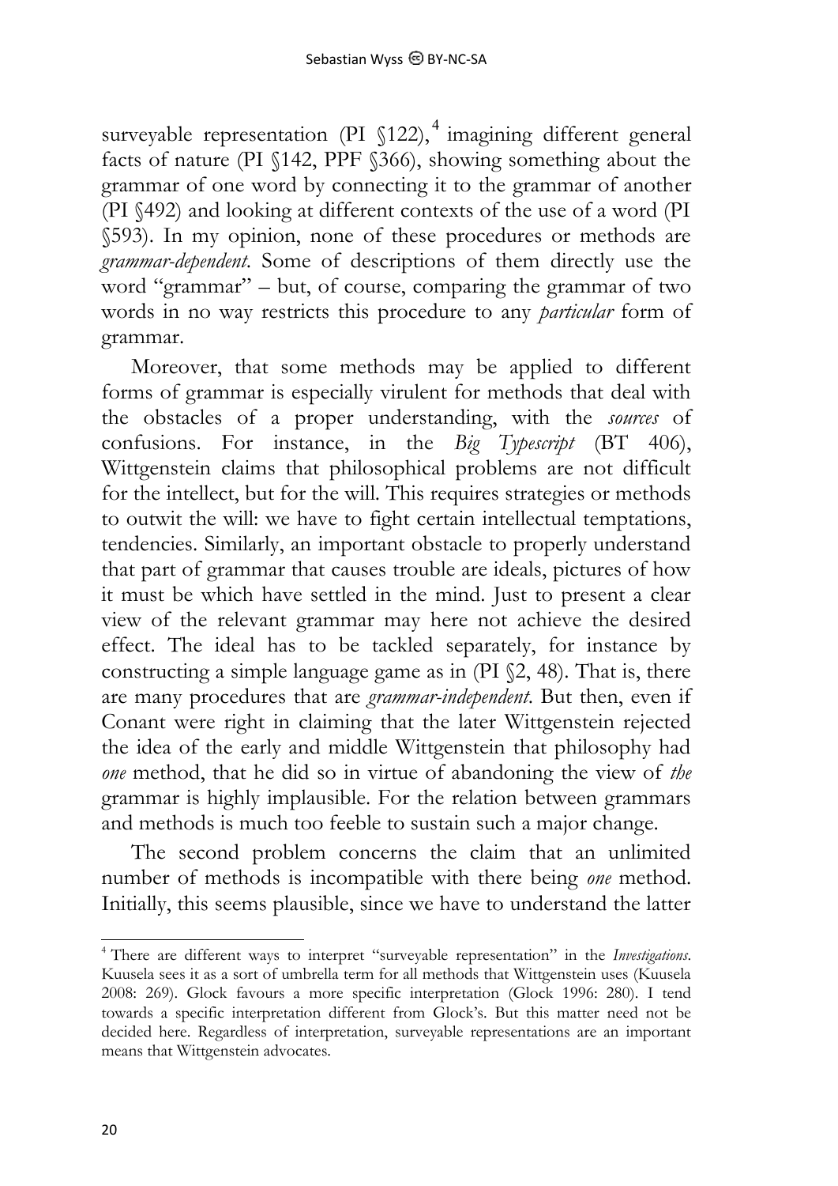surveyable representation (PI §122),[4] imagining different general facts of nature (PI §142, PPF §366), showing something about the grammar of one word by connecting it to the grammar of another (PI §492) and looking at different contexts of the use of a word (PI §593). In my opinion, none of these procedures or methods are *grammar-dependent*. Some of descriptions of them directly use the word "grammar" – but, of course, comparing the grammar of two words in no way restricts this procedure to any *particular* form of grammar.

Moreover, that some methods may be applied to different forms of grammar is especially virulent for methods that deal with the obstacles of a proper understanding, with the *sources* of confusions. For instance, in the *Big Typescript* (BT 406), Wittgenstein claims that philosophical problems are not difficult for the intellect, but for the will. This requires strategies or methods to outwit the will: we have to fight certain intellectual temptations, tendencies. Similarly, an important obstacle to properly understand that part of grammar that causes trouble are ideals, pictures of how it must be which have settled in the mind. Just to present a clear view of the relevant grammar may here not achieve the desired effect. The ideal has to be tackled separately, for instance by constructing a simple language game as in (PI §2, 48). That is, there are many procedures that are *grammar-independent*. But then, even if Conant were right in claiming that the later Wittgenstein rejected the idea of the early and middle Wittgenstein that philosophy had *one* method, that he did so in virtue of abandoning the view of *the* grammar is highly implausible. For the relation between grammars and methods is much too feeble to sustain such a major change.

The second problem concerns the claim that an unlimited number of methods is incompatible with there being *one* method. Initially, this seems plausible, since we have to understand the latter

---

[4] There are different ways to interpret "surveyable representation" in the *Investigations*. Kuusela sees it as a sort of umbrella term for all methods that Wittgenstein uses (Kuusela 2008: 269). Glock favours a more specific interpretation (Glock 1996: 280). I tend towards a specific interpretation different from Glock's. But this matter need not be decided here. Regardless of interpretation, surveyable representations are an important means that Wittgenstein advocates.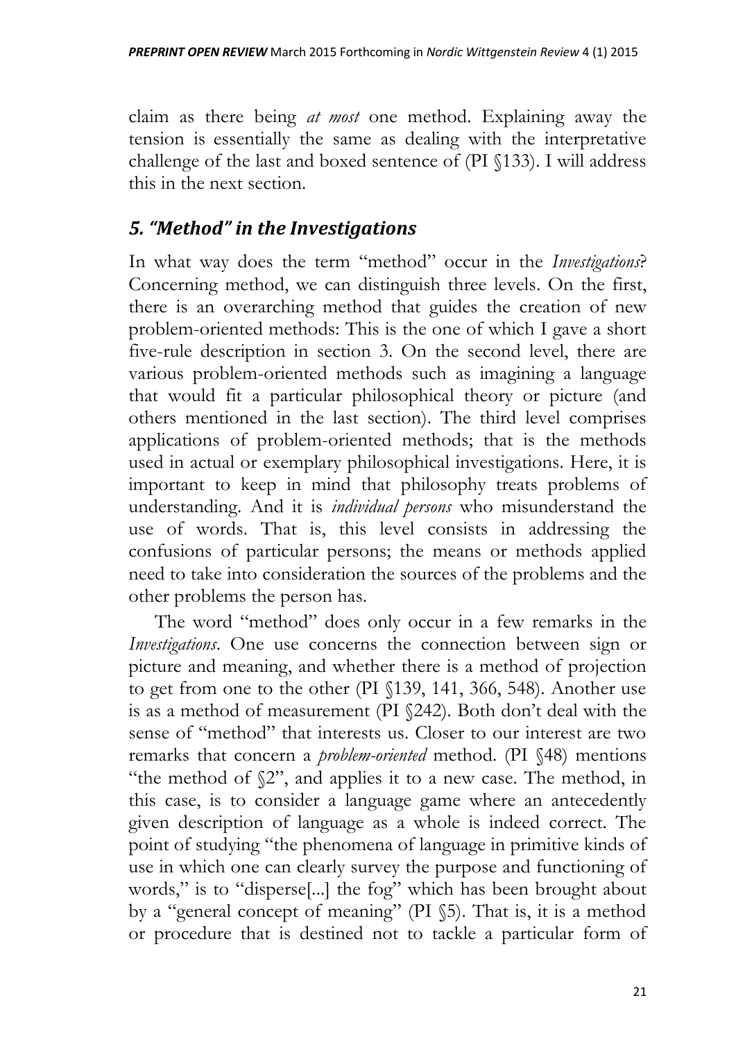claim as there being *at most* one method. Explaining away the tension is essentially the same as dealing with the interpretative challenge of the last and boxed sentence of (PI §133). I will address this in the next section.

## *5. "Method" in the Investigations*

In what way does the term "method" occur in the *Investigations*? Concerning method, we can distinguish three levels. On the first, there is an overarching method that guides the creation of new problem-oriented methods: This is the one of which I gave a short five-rule description in section 3. On the second level, there are various problem-oriented methods such as imagining a language that would fit a particular philosophical theory or picture (and others mentioned in the last section). The third level comprises applications of problem-oriented methods; that is the methods used in actual or exemplary philosophical investigations. Here, it is important to keep in mind that philosophy treats problems of understanding. And it is *individual persons* who misunderstand the use of words. That is, this level consists in addressing the confusions of particular persons; the means or methods applied need to take into consideration the sources of the problems and the other problems the person has.

The word "method" does only occur in a few remarks in the *Investigations*. One use concerns the connection between sign or picture and meaning, and whether there is a method of projection to get from one to the other (PI §139, 141, 366, 548). Another use is as a method of measurement (PI §242). Both don't deal with the sense of "method" that interests us. Closer to our interest are two remarks that concern a *problem-oriented* method. (PI §48) mentions "the method of §2", and applies it to a new case. The method, in this case, is to consider a language game where an antecedently given description of language as a whole is indeed correct. The point of studying "the phenomena of language in primitive kinds of use in which one can clearly survey the purpose and functioning of words," is to "disperse[...] the fog" which has been brought about by a "general concept of meaning" (PI §5). That is, it is a method or procedure that is destined not to tackle a particular form of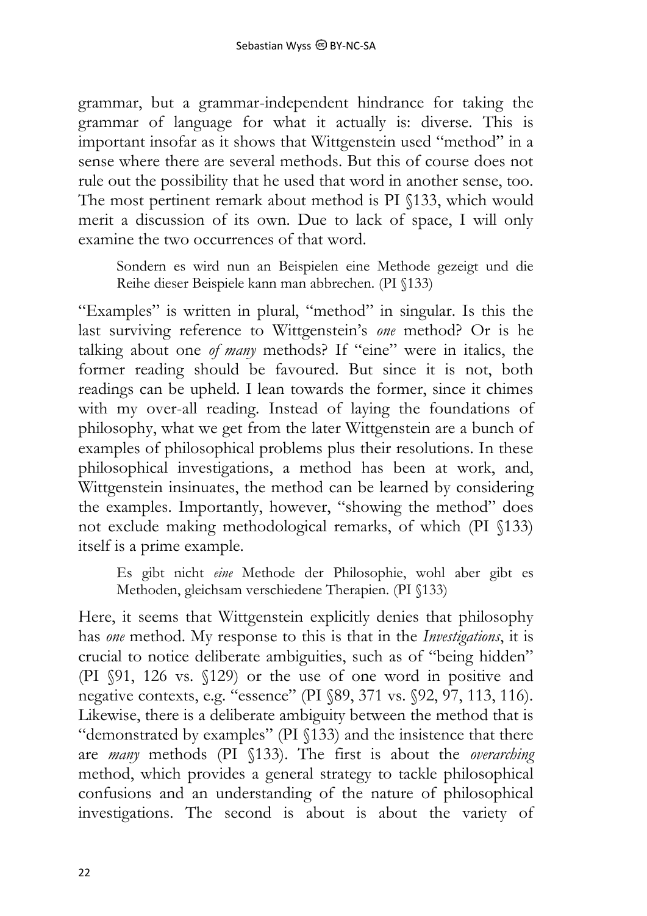grammar, but a grammar-independent hindrance for taking the grammar of language for what it actually is: diverse. This is important insofar as it shows that Wittgenstein used "method" in a sense where there are several methods. But this of course does not rule out the possibility that he used that word in another sense, too. The most pertinent remark about method is PI §133, which would merit a discussion of its own. Due to lack of space, I will only examine the two occurrences of that word.

> Sondern es wird nun an Beispielen eine Methode gezeigt und die Reihe dieser Beispiele kann man abbrechen. (PI §133)

"Examples" is written in plural, "method" in singular. Is this the last surviving reference to Wittgenstein's *one* method? Or is he talking about one *of many* methods? If "eine" were in italics, the former reading should be favoured. But since it is not, both readings can be upheld. I lean towards the former, since it chimes with my over-all reading. Instead of laying the foundations of philosophy, what we get from the later Wittgenstein are a bunch of examples of philosophical problems plus their resolutions. In these philosophical investigations, a method has been at work, and, Wittgenstein insinuates, the method can be learned by considering the examples. Importantly, however, "showing the method" does not exclude making methodological remarks, of which (PI §133) itself is a prime example.

> Es gibt nicht *eine* Methode der Philosophie, wohl aber gibt es Methoden, gleichsam verschiedene Therapien. (PI §133)

Here, it seems that Wittgenstein explicitly denies that philosophy has *one* method. My response to this is that in the *Investigations*, it is crucial to notice deliberate ambiguities, such as of "being hidden" (PI §91, 126 vs. §129) or the use of one word in positive and negative contexts, e.g. "essence" (PI §89, 371 vs. §92, 97, 113, 116). Likewise, there is a deliberate ambiguity between the method that is "demonstrated by examples" (PI §133) and the insistence that there are *many* methods (PI §133). The first is about the *overarching* method, which provides a general strategy to tackle philosophical confusions and an understanding of the nature of philosophical investigations. The second is about is about the variety of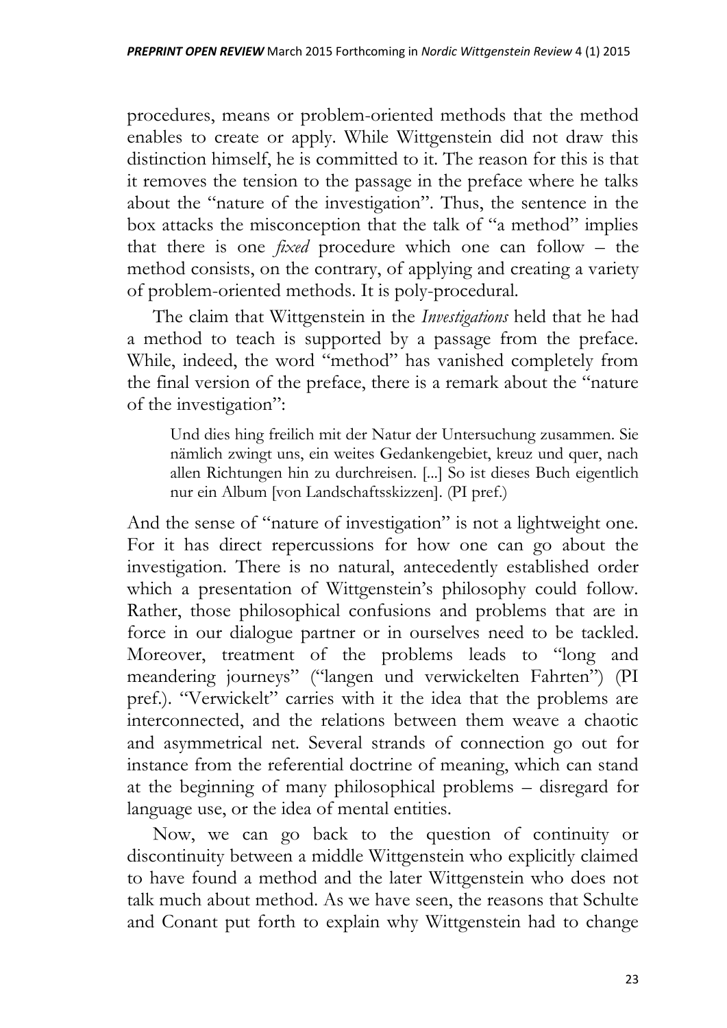procedures, means or problem-oriented methods that the method enables to create or apply. While Wittgenstein did not draw this distinction himself, he is committed to it. The reason for this is that it removes the tension to the passage in the preface where he talks about the "nature of the investigation". Thus, the sentence in the box attacks the misconception that the talk of "a method" implies that there is one *fixed* procedure which one can follow – the method consists, on the contrary, of applying and creating a variety of problem-oriented methods. It is poly-procedural.

The claim that Wittgenstein in the *Investigations* held that he had a method to teach is supported by a passage from the preface. While, indeed, the word "method" has vanished completely from the final version of the preface, there is a remark about the "nature of the investigation":

> Und dies hing freilich mit der Natur der Untersuchung zusammen. Sie nämlich zwingt uns, ein weites Gedankengebiet, kreuz und quer, nach allen Richtungen hin zu durchreisen. [...] So ist dieses Buch eigentlich nur ein Album [von Landschaftsskizzen]. (PI pref.)

And the sense of "nature of investigation" is not a lightweight one. For it has direct repercussions for how one can go about the investigation. There is no natural, antecedently established order which a presentation of Wittgenstein's philosophy could follow. Rather, those philosophical confusions and problems that are in force in our dialogue partner or in ourselves need to be tackled. Moreover, treatment of the problems leads to "long and meandering journeys" ("langen und verwickelten Fahrten") (PI pref.). "Verwickelt" carries with it the idea that the problems are interconnected, and the relations between them weave a chaotic and asymmetrical net. Several strands of connection go out for instance from the referential doctrine of meaning, which can stand at the beginning of many philosophical problems – disregard for language use, or the idea of mental entities.

Now, we can go back to the question of continuity or discontinuity between a middle Wittgenstein who explicitly claimed to have found a method and the later Wittgenstein who does not talk much about method. As we have seen, the reasons that Schulte and Conant put forth to explain why Wittgenstein had to change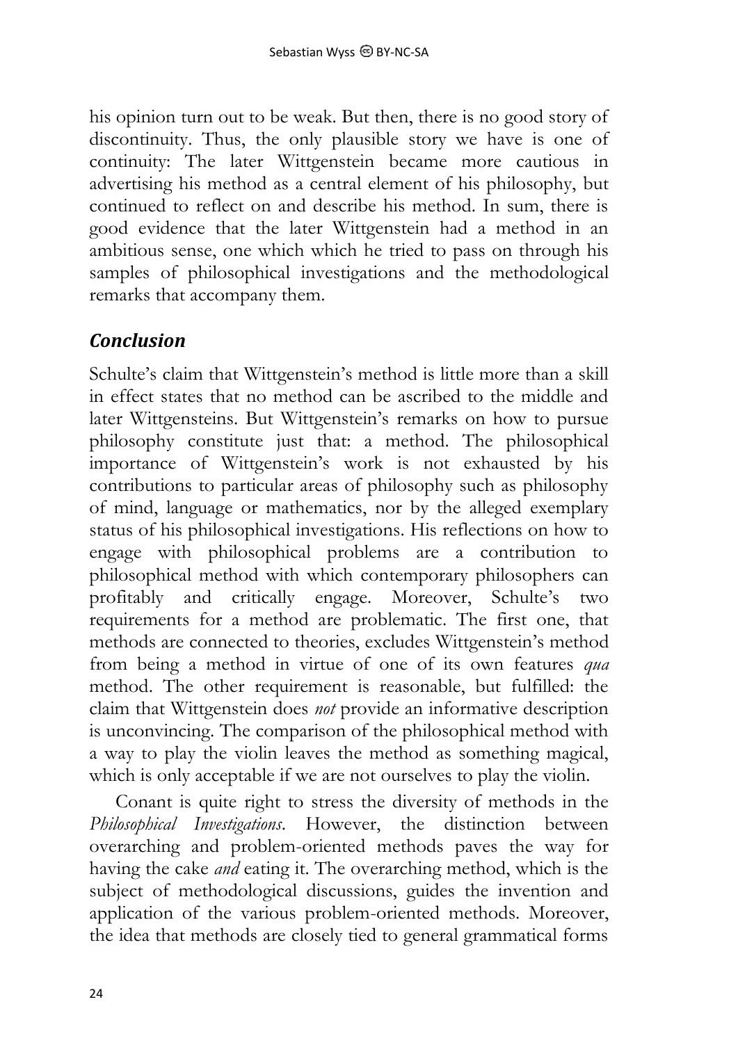his opinion turn out to be weak. But then, there is no good story of discontinuity. Thus, the only plausible story we have is one of continuity: The later Wittgenstein became more cautious in advertising his method as a central element of his philosophy, but continued to reflect on and describe his method. In sum, there is good evidence that the later Wittgenstein had a method in an ambitious sense, one which which he tried to pass on through his samples of philosophical investigations and the methodological remarks that accompany them.

## *Conclusion*

Schulte's claim that Wittgenstein's method is little more than a skill in effect states that no method can be ascribed to the middle and later Wittgensteins. But Wittgenstein's remarks on how to pursue philosophy constitute just that: a method. The philosophical importance of Wittgenstein's work is not exhausted by his contributions to particular areas of philosophy such as philosophy of mind, language or mathematics, nor by the alleged exemplary status of his philosophical investigations. His reflections on how to engage with philosophical problems are a contribution to philosophical method with which contemporary philosophers can profitably and critically engage. Moreover, Schulte's two requirements for a method are problematic. The first one, that methods are connected to theories, excludes Wittgenstein's method from being a method in virtue of one of its own features *qua* method. The other requirement is reasonable, but fulfilled: the claim that Wittgenstein does *not* provide an informative description is unconvincing. The comparison of the philosophical method with a way to play the violin leaves the method as something magical, which is only acceptable if we are not ourselves to play the violin.

Conant is quite right to stress the diversity of methods in the *Philosophical Investigations*. However, the distinction between overarching and problem-oriented methods paves the way for having the cake *and* eating it. The overarching method, which is the subject of methodological discussions, guides the invention and application of the various problem-oriented methods. Moreover, the idea that methods are closely tied to general grammatical forms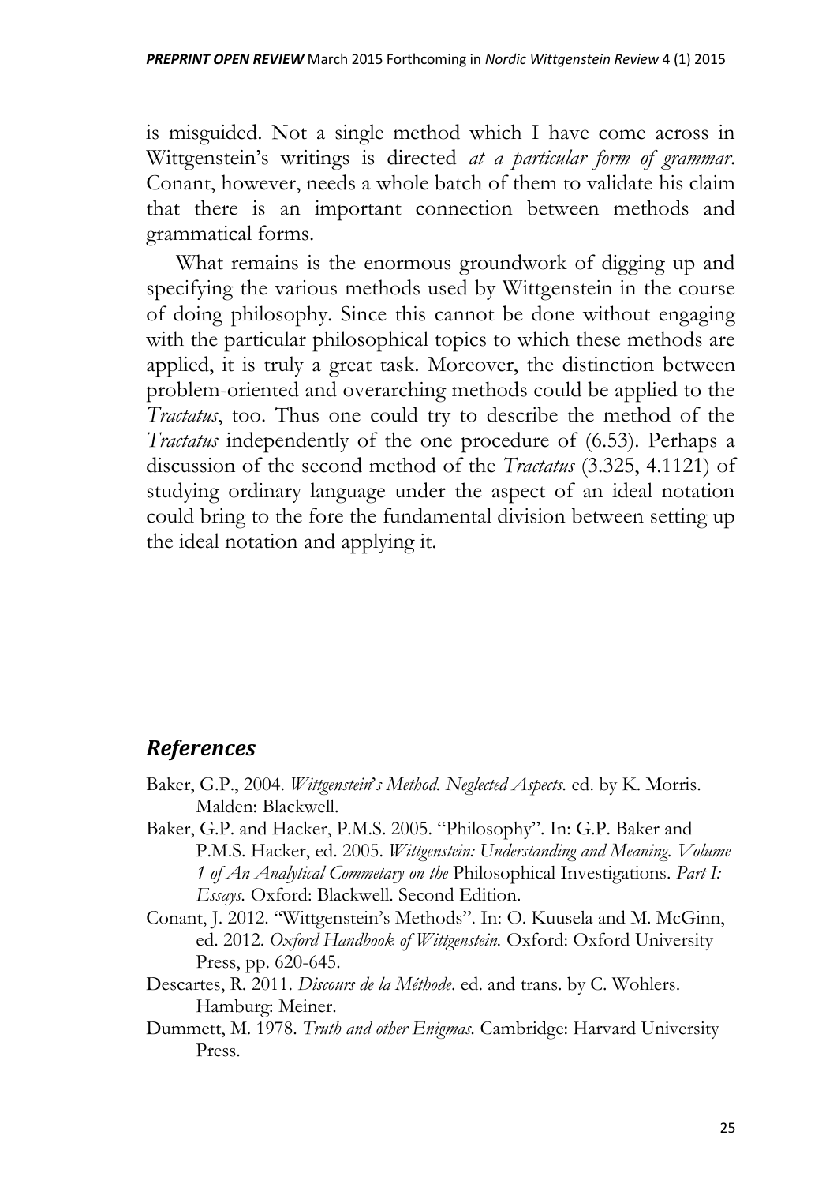is misguided. Not a single method which I have come across in Wittgenstein's writings is directed *at a particular form of grammar*. Conant, however, needs a whole batch of them to validate his claim that there is an important connection between methods and grammatical forms.

What remains is the enormous groundwork of digging up and specifying the various methods used by Wittgenstein in the course of doing philosophy. Since this cannot be done without engaging with the particular philosophical topics to which these methods are applied, it is truly a great task. Moreover, the distinction between problem-oriented and overarching methods could be applied to the *Tractatus*, too. Thus one could try to describe the method of the *Tractatus* independently of the one procedure of (6.53). Perhaps a discussion of the second method of the *Tractatus* (3.325, 4.1121) of studying ordinary language under the aspect of an ideal notation could bring to the fore the fundamental division between setting up the ideal notation and applying it.

## *References*

Baker, G.P., 2004. *Wittgenstein's Method. Neglected Aspects.* ed. by K. Morris. Malden: Blackwell.

Baker, G.P. and Hacker, P.M.S. 2005. "Philosophy". In: G.P. Baker and P.M.S. Hacker, ed. 2005. *Wittgenstein: Understanding and Meaning. Volume 1 of An Analytical Commetary on the* Philosophical Investigations. *Part I: Essays.* Oxford: Blackwell. Second Edition.

Conant, J. 2012. "Wittgenstein's Methods". In: O. Kuusela and M. McGinn, ed. 2012. *Oxford Handbook of Wittgenstein.* Oxford: Oxford University Press, pp. 620-645.

Descartes, R. 2011. *Discours de la Méthode*. ed. and trans. by C. Wohlers. Hamburg: Meiner.

Dummett, M. 1978. *Truth and other Enigmas.* Cambridge: Harvard University Press.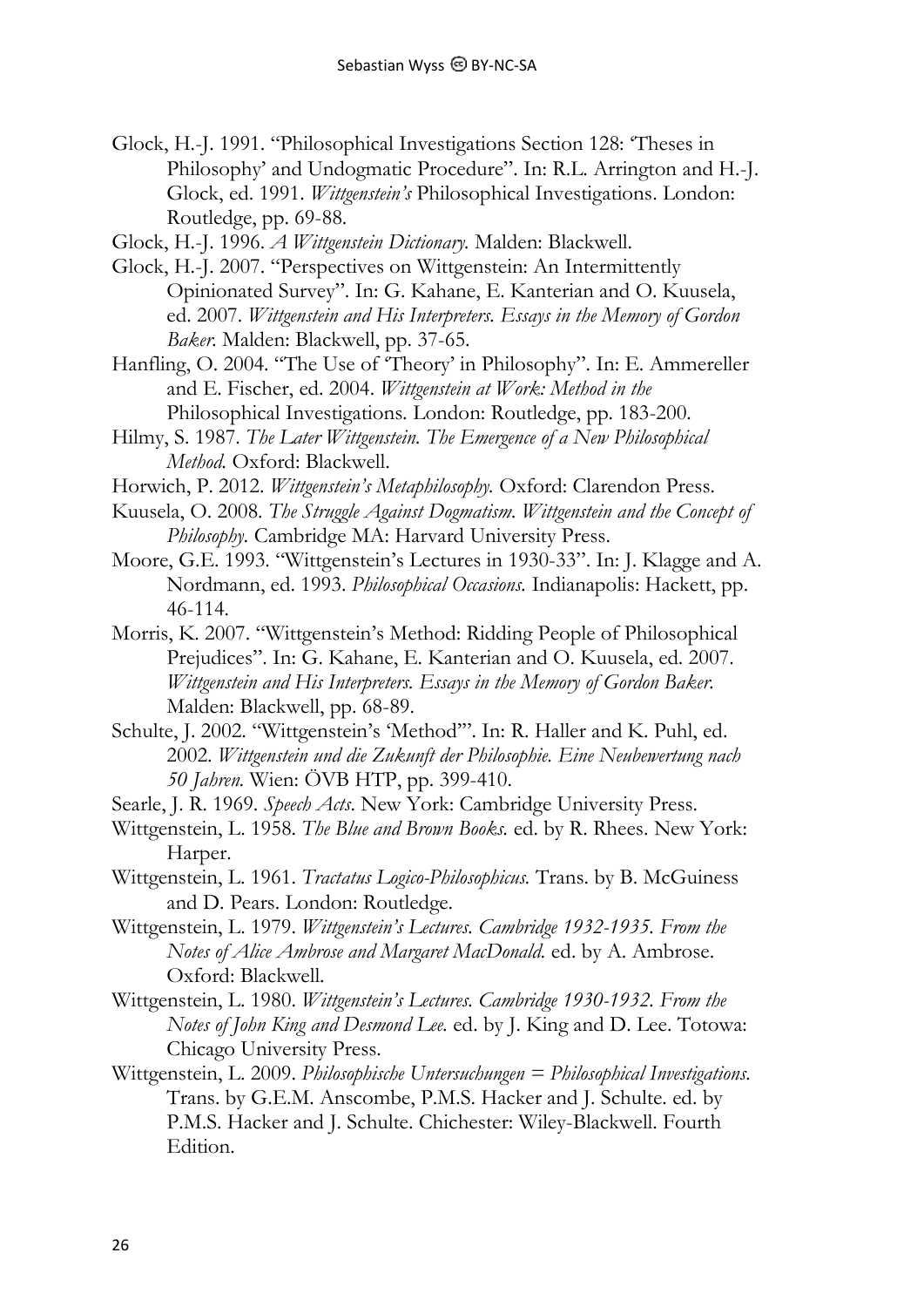Glock, H.-J. 1991. "Philosophical Investigations Section 128: 'Theses in Philosophy' and Undogmatic Procedure". In: R.L. Arrington and H.-J. Glock, ed. 1991. *Wittgenstein's* Philosophical Investigations. London: Routledge, pp. 69-88.

Glock, H.-J. 1996. *A Wittgenstein Dictionary.* Malden: Blackwell.

Glock, H.-J. 2007. "Perspectives on Wittgenstein: An Intermittently Opinionated Survey". In: G. Kahane, E. Kanterian and O. Kuusela, ed. 2007. *Wittgenstein and His Interpreters. Essays in the Memory of Gordon Baker.* Malden: Blackwell, pp. 37-65.

Hanfling, O. 2004. "The Use of 'Theory' in Philosophy". In: E. Ammereller and E. Fischer, ed. 2004. *Wittgenstein at Work: Method in the* Philosophical Investigations. London: Routledge, pp. 183-200.

Hilmy, S. 1987. *The Later Wittgenstein. The Emergence of a New Philosophical Method.* Oxford: Blackwell.

Horwich, P. 2012. *Wittgenstein's Metaphilosophy.* Oxford: Clarendon Press.

Kuusela, O. 2008. *The Struggle Against Dogmatism. Wittgenstein and the Concept of Philosophy.* Cambridge MA: Harvard University Press.

Moore, G.E. 1993. "Wittgenstein's Lectures in 1930-33". In: J. Klagge and A. Nordmann, ed. 1993. *Philosophical Occasions.* Indianapolis: Hackett, pp. 46-114.

Morris, K. 2007. "Wittgenstein's Method: Ridding People of Philosophical Prejudices". In: G. Kahane, E. Kanterian and O. Kuusela, ed. 2007. *Wittgenstein and His Interpreters. Essays in the Memory of Gordon Baker.* Malden: Blackwell, pp. 68-89.

Schulte, J. 2002. "Wittgenstein's 'Method'". In: R. Haller and K. Puhl, ed. 2002. *Wittgenstein und die Zukunft der Philosophie. Eine Neubewertung nach 50 Jahren.* Wien: ÖVB HTP, pp. 399-410.

Searle, J. R. 1969. *Speech Acts.* New York: Cambridge University Press.

Wittgenstein, L. 1958. *The Blue and Brown Books.* ed. by R. Rhees. New York: Harper.

Wittgenstein, L. 1961. *Tractatus Logico-Philosophicus.* Trans. by B. McGuiness and D. Pears. London: Routledge.

Wittgenstein, L. 1979. *Wittgenstein's Lectures. Cambridge 1932-1935. From the Notes of Alice Ambrose and Margaret MacDonald.* ed. by A. Ambrose. Oxford: Blackwell.

Wittgenstein, L. 1980. *Wittgenstein's Lectures. Cambridge 1930-1932. From the Notes of John King and Desmond Lee.* ed. by J. King and D. Lee. Totowa: Chicago University Press.

Wittgenstein, L. 2009. *Philosophische Untersuchungen = Philosophical Investigations.* Trans. by G.E.M. Anscombe, P.M.S. Hacker and J. Schulte. ed. by P.M.S. Hacker and J. Schulte. Chichester: Wiley-Blackwell. Fourth Edition.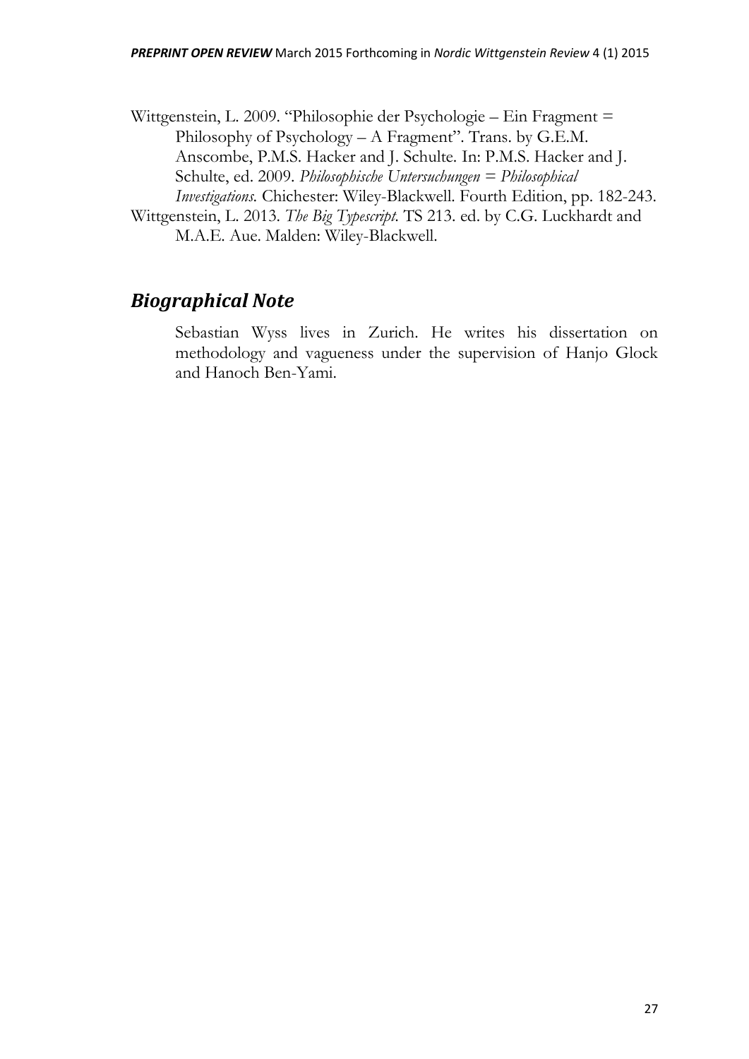Wittgenstein, L. 2009. "Philosophie der Psychologie – Ein Fragment = Philosophy of Psychology – A Fragment". Trans. by G.E.M. Anscombe, P.M.S. Hacker and J. Schulte. In: P.M.S. Hacker and J. Schulte, ed. 2009. *Philosophische Untersuchungen = Philosophical Investigations.* Chichester: Wiley-Blackwell. Fourth Edition, pp. 182-243.

Wittgenstein, L. 2013. *The Big Typescript*. TS 213. ed. by C.G. Luckhardt and M.A.E. Aue. Malden: Wiley-Blackwell.

## *Biographical Note*

Sebastian Wyss lives in Zurich. He writes his dissertation on methodology and vagueness under the supervision of Hanjo Glock and Hanoch Ben-Yami.